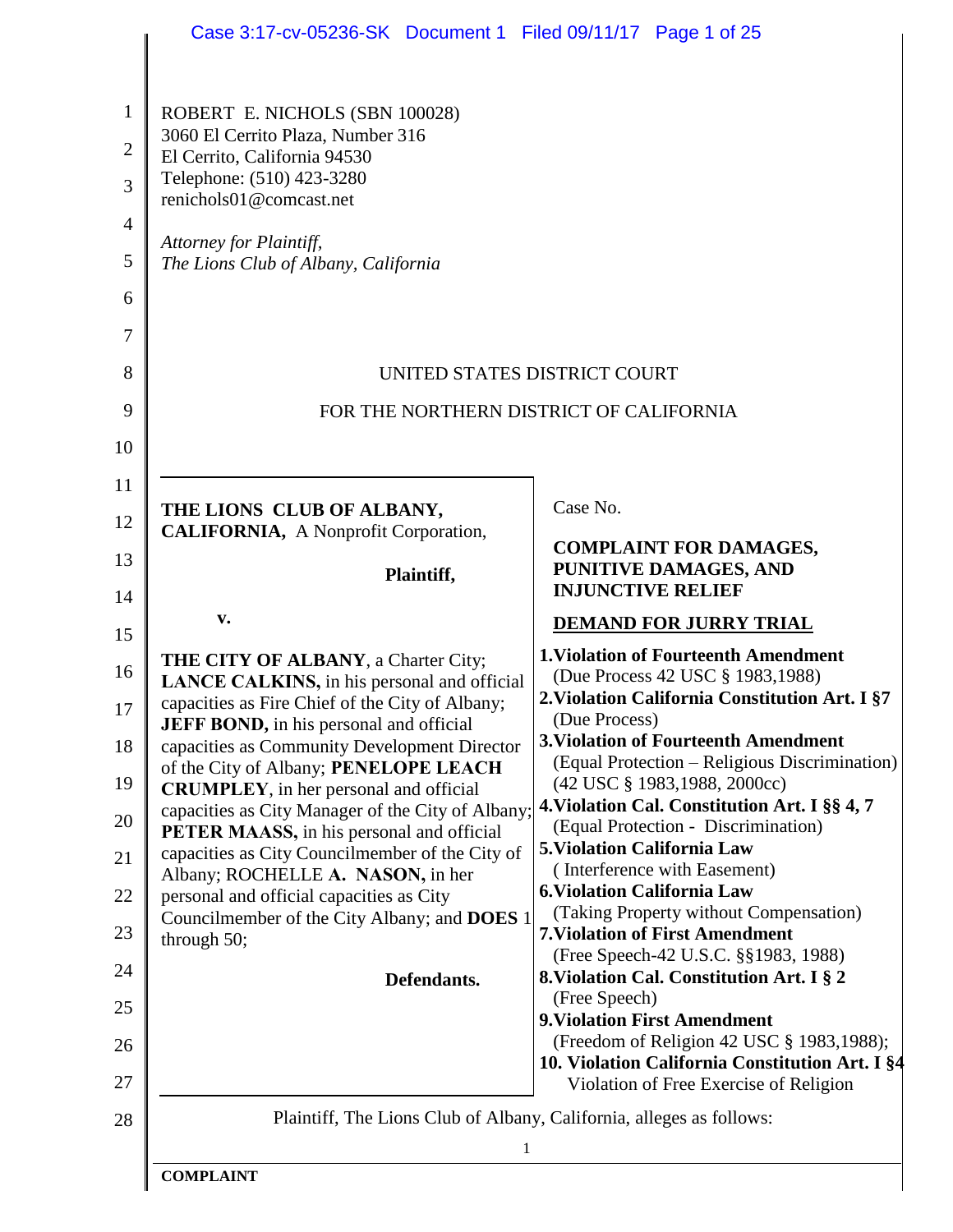ROBERT E. NICHOLS (SBN 100028)
3060 El Cerrito Plaza, Number 316
El Cerrito, California 94530
Telephone: (510) 423-3280
renichols01@comcast.net

*Attorney for Plaintiff,*
*The Lions Club of Albany, California*

UNITED STATES DISTRICT COURT

FOR THE NORTHERN DISTRICT OF CALIFORNIA

**THE LIONS CLUB OF ALBANY, CALIFORNIA,** A Nonprofit Corporation,

**Plaintiff,**

**v.**

**THE CITY OF ALBANY**, a Charter City; **LANCE CALKINS,** in his personal and official capacities as Fire Chief of the City of Albany; **JEFF BOND,** in his personal and official capacities as Community Development Director of the City of Albany; **PENELOPE LEACH CRUMPLEY**, in her personal and official capacities as City Manager of the City of Albany; **PETER MAASS,** in his personal and official capacities as City Councilmember of the City of Albany; ROCHELLE **A. NASON,** in her personal and official capacities as City Councilmember of the City Albany; and **DOES** 1 through 50;

**Defendants.**

Case No.

**COMPLAINT FOR DAMAGES, PUNITIVE DAMAGES, AND INJUNCTIVE RELIEF**

**DEMAND FOR JURY TRIAL**

1. **Violation of Fourteenth Amendment** (Due Process 42 USC § 1983,1988)
2. **Violation California Constitution Art. I §7** (Due Process)
3. **Violation of Fourteenth Amendment** (Equal Protection – Religious Discrimination) (42 USC § 1983,1988, 2000cc)
4. **Violation Cal. Constitution Art. I §§ 4, 7** (Equal Protection - Discrimination)
5. **Violation California Law** ( Interference with Easement)
6. **Violation California Law** (Taking Property without Compensation)
7. **Violation of First Amendment** (Free Speech-42 U.S.C. §§1983, 1988)
8. **Violation Cal. Constitution Art. I § 2** (Free Speech)
9. **Violation First Amendment** (Freedom of Religion 42 USC § 1983,1988);
10. **Violation California Constitution Art. I §4** Violation of Free Exercise of Religion

Plaintiff, The Lions Club of Albany, California, alleges as follows: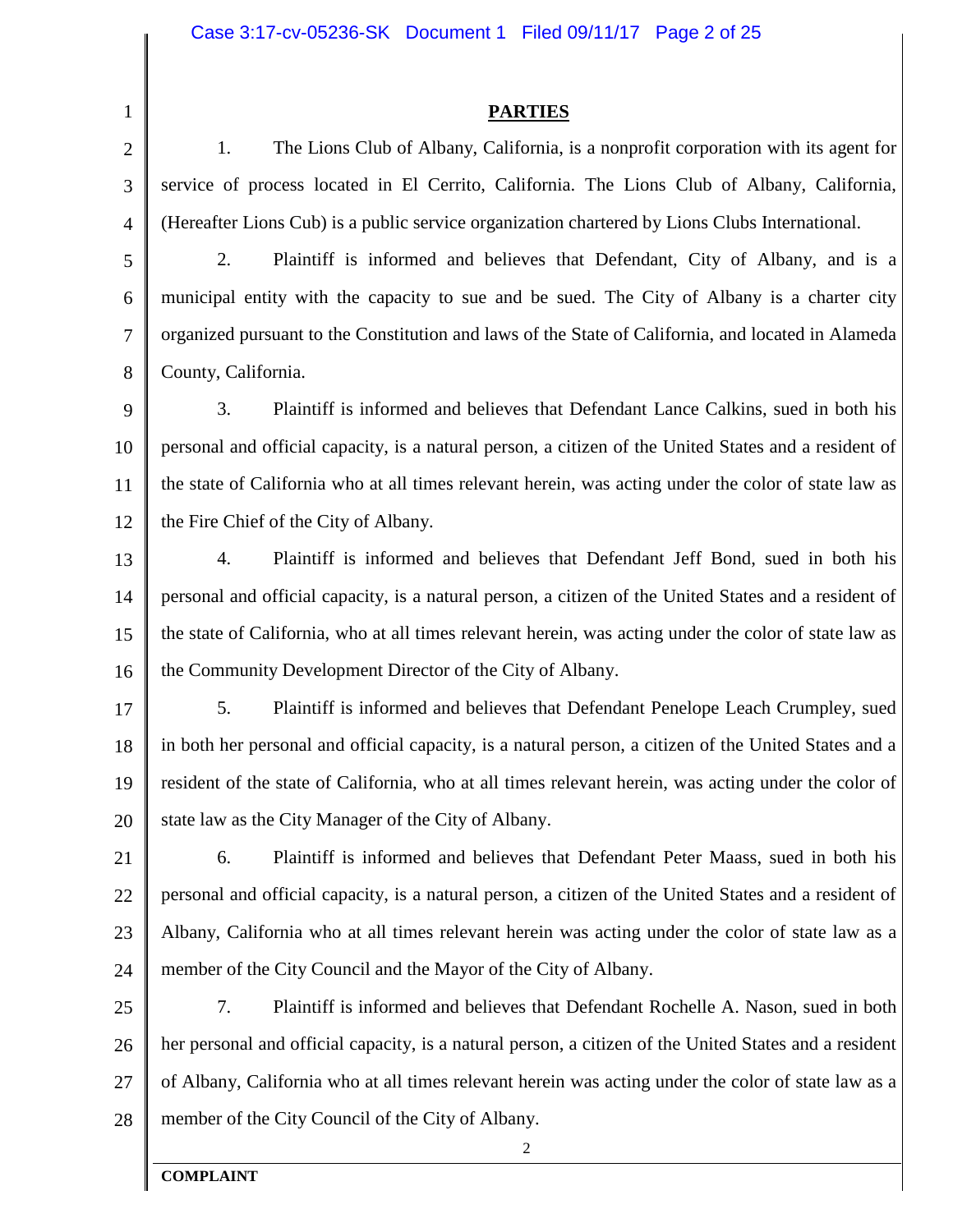**PARTIES**

1. The Lions Club of Albany, California, is a nonprofit corporation with its agent for service of process located in El Cerrito, California. The Lions Club of Albany, California, (Hereafter Lions Cub) is a public service organization chartered by Lions Clubs International.

2. Plaintiff is informed and believes that Defendant, City of Albany, and is a municipal entity with the capacity to sue and be sued. The City of Albany is a charter city organized pursuant to the Constitution and laws of the State of California, and located in Alameda County, California.

3. Plaintiff is informed and believes that Defendant Lance Calkins, sued in both his personal and official capacity, is a natural person, a citizen of the United States and a resident of the state of California who at all times relevant herein, was acting under the color of state law as the Fire Chief of the City of Albany.

4. Plaintiff is informed and believes that Defendant Jeff Bond, sued in both his personal and official capacity, is a natural person, a citizen of the United States and a resident of the state of California, who at all times relevant herein, was acting under the color of state law as the Community Development Director of the City of Albany.

5. Plaintiff is informed and believes that Defendant Penelope Leach Crumpley, sued in both her personal and official capacity, is a natural person, a citizen of the United States and a resident of the state of California, who at all times relevant herein, was acting under the color of state law as the City Manager of the City of Albany.

6. Plaintiff is informed and believes that Defendant Peter Maass, sued in both his personal and official capacity, is a natural person, a citizen of the United States and a resident of Albany, California who at all times relevant herein was acting under the color of state law as a member of the City Council and the Mayor of the City of Albany.

7. Plaintiff is informed and believes that Defendant Rochelle A. Nason, sued in both her personal and official capacity, is a natural person, a citizen of the United States and a resident of Albany, California who at all times relevant herein was acting under the color of state law as a member of the City Council of the City of Albany.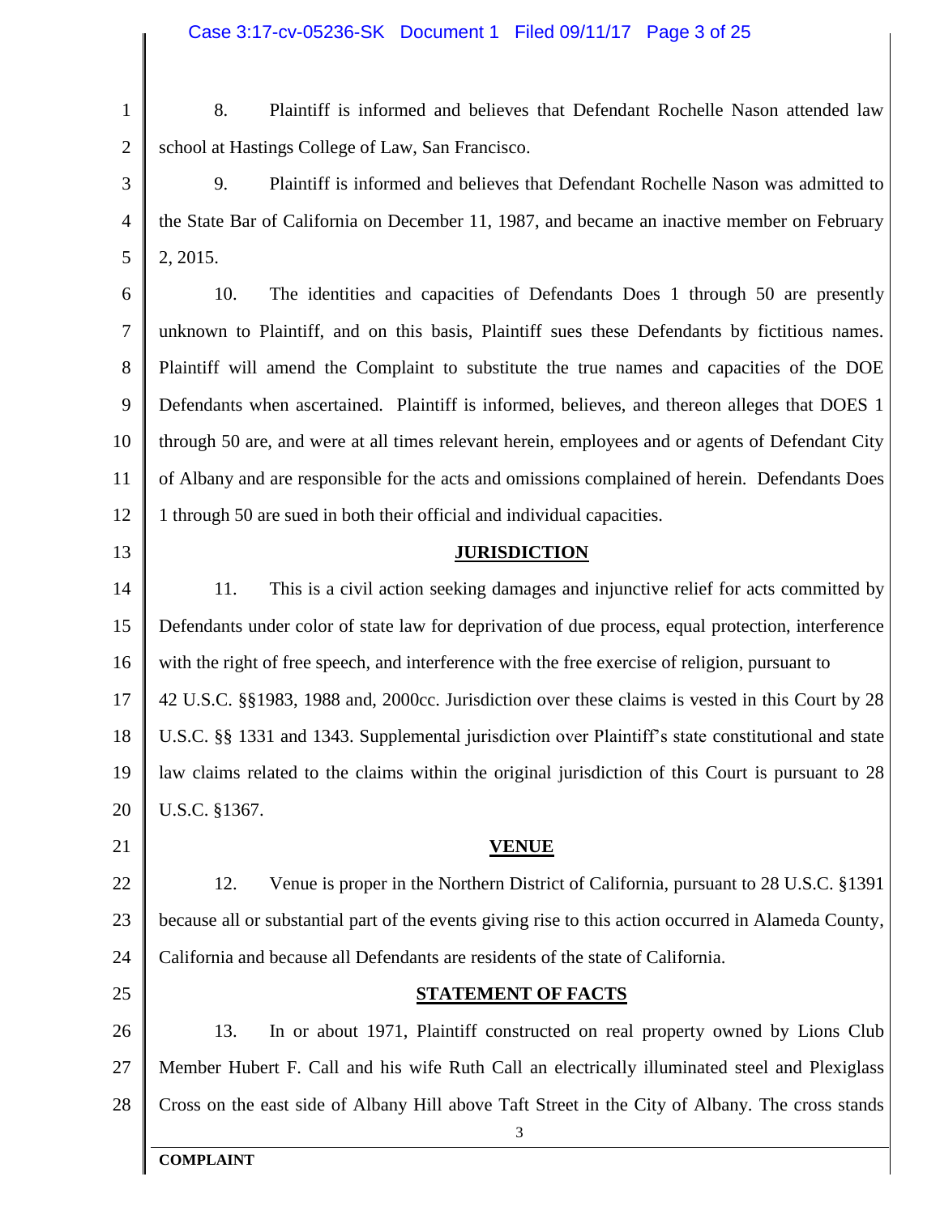8. Plaintiff is informed and believes that Defendant Rochelle Nason attended law school at Hastings College of Law, San Francisco.

9. Plaintiff is informed and believes that Defendant Rochelle Nason was admitted to the State Bar of California on December 11, 1987, and became an inactive member on February 2, 2015.

10. The identities and capacities of Defendants Does 1 through 50 are presently unknown to Plaintiff, and on this basis, Plaintiff sues these Defendants by fictitious names. Plaintiff will amend the Complaint to substitute the true names and capacities of the DOE Defendants when ascertained. Plaintiff is informed, believes, and thereon alleges that DOES 1 through 50 are, and were at all times relevant herein, employees and or agents of Defendant City of Albany and are responsible for the acts and omissions complained of herein. Defendants Does 1 through 50 are sued in both their official and individual capacities.

## JURISDICTION

11. This is a civil action seeking damages and injunctive relief for acts committed by Defendants under color of state law for deprivation of due process, equal protection, interference with the right of free speech, and interference with the free exercise of religion, pursuant to 42 U.S.C. §§1983, 1988 and, 2000cc. Jurisdiction over these claims is vested in this Court by 28 U.S.C. §§ 1331 and 1343. Supplemental jurisdiction over Plaintiff's state constitutional and state law claims related to the claims within the original jurisdiction of this Court is pursuant to 28 U.S.C. §1367.

## VENUE

12. Venue is proper in the Northern District of California, pursuant to 28 U.S.C. §1391 because all or substantial part of the events giving rise to this action occurred in Alameda County, California and because all Defendants are residents of the state of California.

## STATEMENT OF FACTS

13. In or about 1971, Plaintiff constructed on real property owned by Lions Club Member Hubert F. Call and his wife Ruth Call an electrically illuminated steel and Plexiglass Cross on the east side of Albany Hill above Taft Street in the City of Albany. The cross stands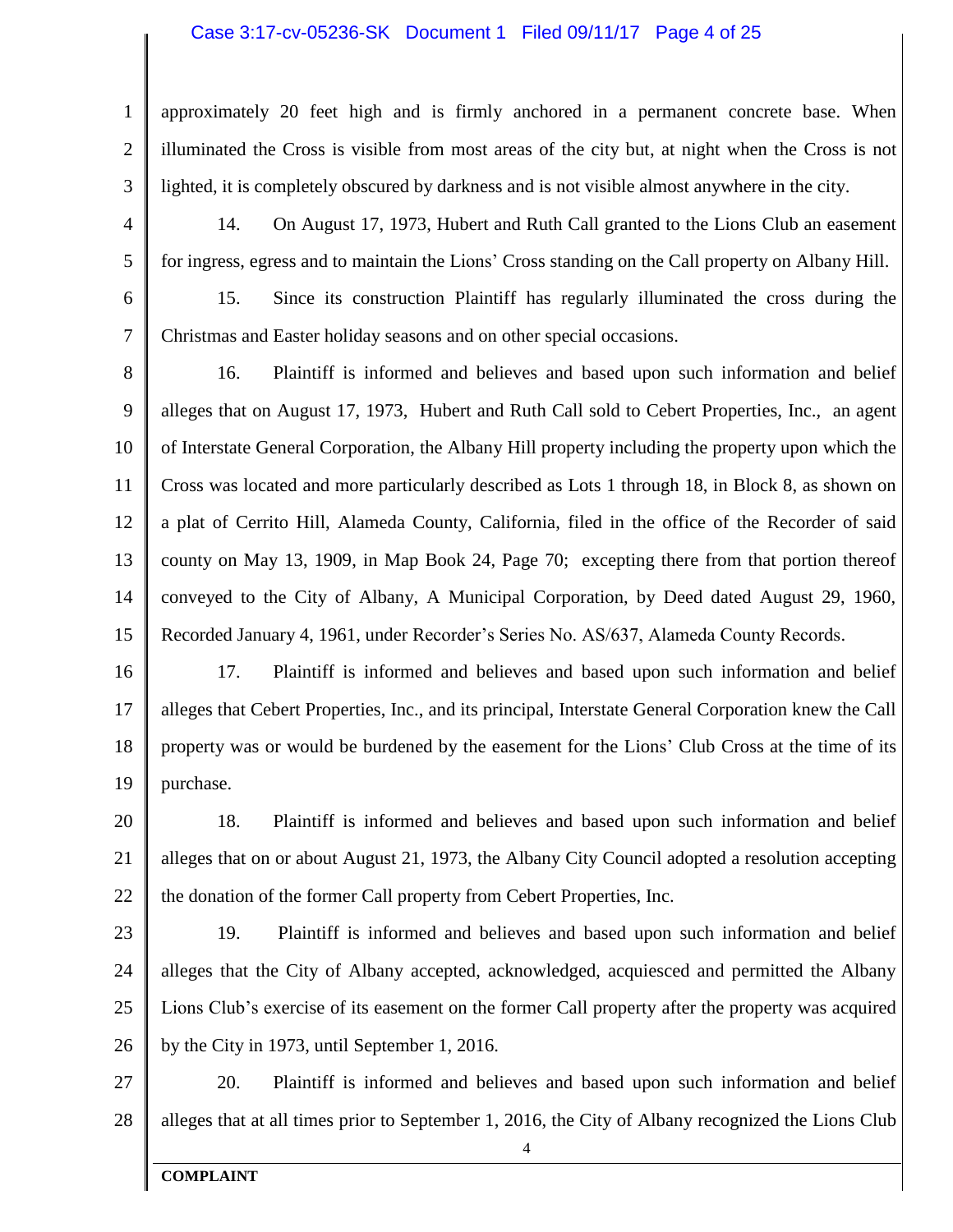approximately 20 feet high and is firmly anchored in a permanent concrete base. When illuminated the Cross is visible from most areas of the city but, at night when the Cross is not lighted, it is completely obscured by darkness and is not visible almost anywhere in the city.

14. On August 17, 1973, Hubert and Ruth Call granted to the Lions Club an easement for ingress, egress and to maintain the Lions' Cross standing on the Call property on Albany Hill.

15. Since its construction Plaintiff has regularly illuminated the cross during the Christmas and Easter holiday seasons and on other special occasions.

16. Plaintiff is informed and believes and based upon such information and belief alleges that on August 17, 1973, Hubert and Ruth Call sold to Cebert Properties, Inc., an agent of Interstate General Corporation, the Albany Hill property including the property upon which the Cross was located and more particularly described as Lots 1 through 18, in Block 8, as shown on a plat of Cerrito Hill, Alameda County, California, filed in the office of the Recorder of said county on May 13, 1909, in Map Book 24, Page 70; excepting there from that portion thereof conveyed to the City of Albany, A Municipal Corporation, by Deed dated August 29, 1960, Recorded January 4, 1961, under Recorder's Series No. AS/637, Alameda County Records.

17. Plaintiff is informed and believes and based upon such information and belief alleges that Cebert Properties, Inc., and its principal, Interstate General Corporation knew the Call property was or would be burdened by the easement for the Lions' Club Cross at the time of its purchase.

18. Plaintiff is informed and believes and based upon such information and belief alleges that on or about August 21, 1973, the Albany City Council adopted a resolution accepting the donation of the former Call property from Cebert Properties, Inc.

19. Plaintiff is informed and believes and based upon such information and belief alleges that the City of Albany accepted, acknowledged, acquiesced and permitted the Albany Lions Club's exercise of its easement on the former Call property after the property was acquired by the City in 1973, until September 1, 2016.

20. Plaintiff is informed and believes and based upon such information and belief alleges that at all times prior to September 1, 2016, the City of Albany recognized the Lions Club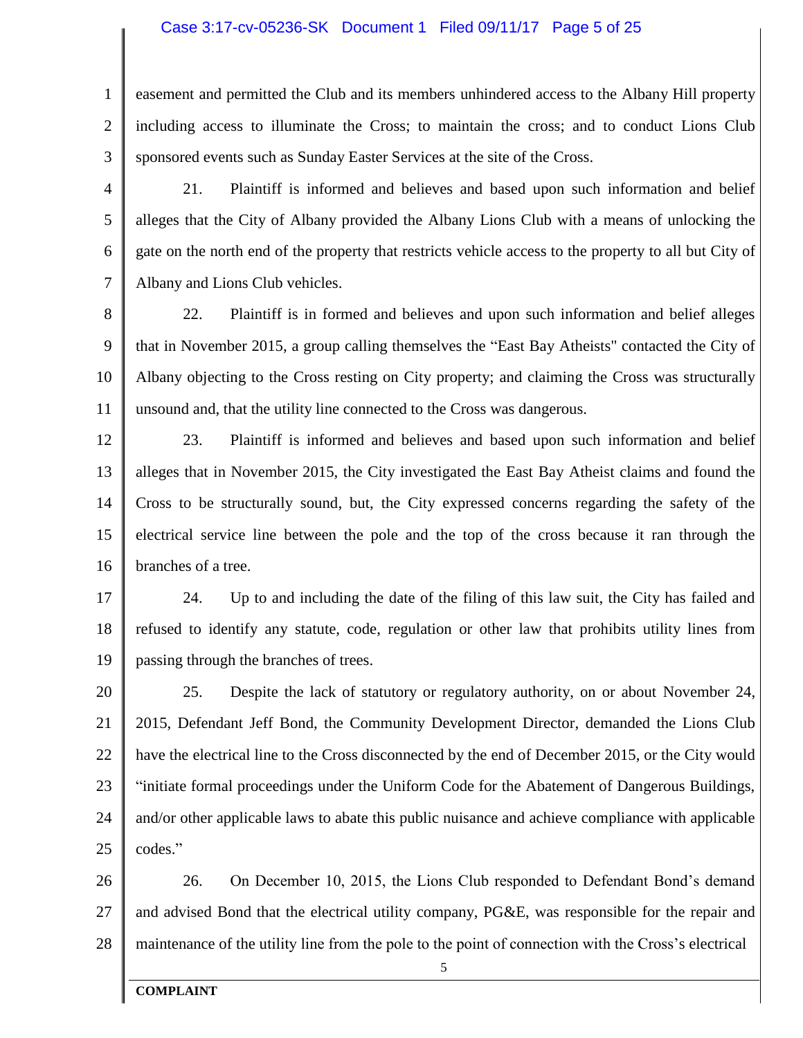easement and permitted the Club and its members unhindered access to the Albany Hill property including access to illuminate the Cross; to maintain the cross; and to conduct Lions Club sponsored events such as Sunday Easter Services at the site of the Cross.

21. Plaintiff is informed and believes and based upon such information and belief alleges that the City of Albany provided the Albany Lions Club with a means of unlocking the gate on the north end of the property that restricts vehicle access to the property to all but City of Albany and Lions Club vehicles.

22. Plaintiff is in formed and believes and upon such information and belief alleges that in November 2015, a group calling themselves the "East Bay Atheists" contacted the City of Albany objecting to the Cross resting on City property; and claiming the Cross was structurally unsound and, that the utility line connected to the Cross was dangerous.

23. Plaintiff is informed and believes and based upon such information and belief alleges that in November 2015, the City investigated the East Bay Atheist claims and found the Cross to be structurally sound, but, the City expressed concerns regarding the safety of the electrical service line between the pole and the top of the cross because it ran through the branches of a tree.

24. Up to and including the date of the filing of this law suit, the City has failed and refused to identify any statute, code, regulation or other law that prohibits utility lines from passing through the branches of trees.

25. Despite the lack of statutory or regulatory authority, on or about November 24, 2015, Defendant Jeff Bond, the Community Development Director, demanded the Lions Club have the electrical line to the Cross disconnected by the end of December 2015, or the City would "initiate formal proceedings under the Uniform Code for the Abatement of Dangerous Buildings, and/or other applicable laws to abate this public nuisance and achieve compliance with applicable codes."

26. On December 10, 2015, the Lions Club responded to Defendant Bond's demand and advised Bond that the electrical utility company, PG&E, was responsible for the repair and maintenance of the utility line from the pole to the point of connection with the Cross's electrical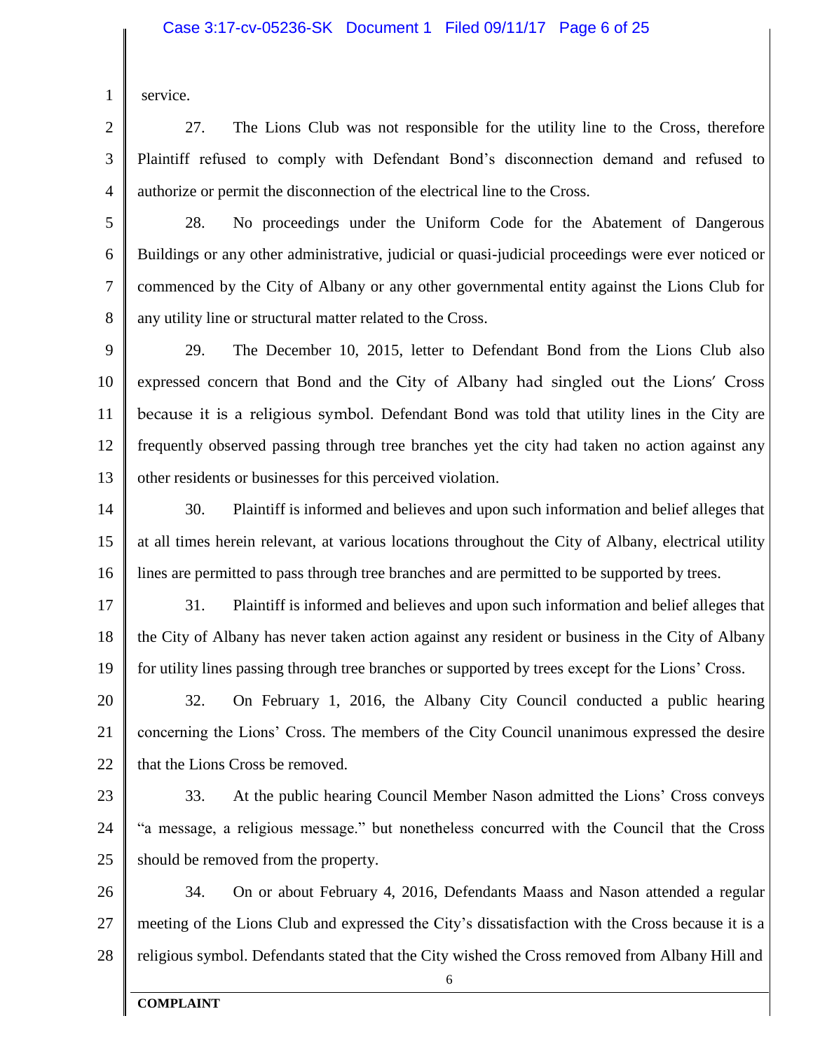service.

27. The Lions Club was not responsible for the utility line to the Cross, therefore Plaintiff refused to comply with Defendant Bond's disconnection demand and refused to authorize or permit the disconnection of the electrical line to the Cross.

28. No proceedings under the Uniform Code for the Abatement of Dangerous Buildings or any other administrative, judicial or quasi-judicial proceedings were ever noticed or commenced by the City of Albany or any other governmental entity against the Lions Club for any utility line or structural matter related to the Cross.

29. The December 10, 2015, letter to Defendant Bond from the Lions Club also expressed concern that Bond and the City of Albany had singled out the Lions' Cross because it is a religious symbol. Defendant Bond was told that utility lines in the City are frequently observed passing through tree branches yet the city had taken no action against any other residents or businesses for this perceived violation.

30. Plaintiff is informed and believes and upon such information and belief alleges that at all times herein relevant, at various locations throughout the City of Albany, electrical utility lines are permitted to pass through tree branches and are permitted to be supported by trees.

31. Plaintiff is informed and believes and upon such information and belief alleges that the City of Albany has never taken action against any resident or business in the City of Albany for utility lines passing through tree branches or supported by trees except for the Lions' Cross.

32. On February 1, 2016, the Albany City Council conducted a public hearing concerning the Lions' Cross. The members of the City Council unanimous expressed the desire that the Lions Cross be removed.

33. At the public hearing Council Member Nason admitted the Lions' Cross conveys "a message, a religious message." but nonetheless concurred with the Council that the Cross should be removed from the property.

34. On or about February 4, 2016, Defendants Maass and Nason attended a regular meeting of the Lions Club and expressed the City's dissatisfaction with the Cross because it is a religious symbol. Defendants stated that the City wished the Cross removed from Albany Hill and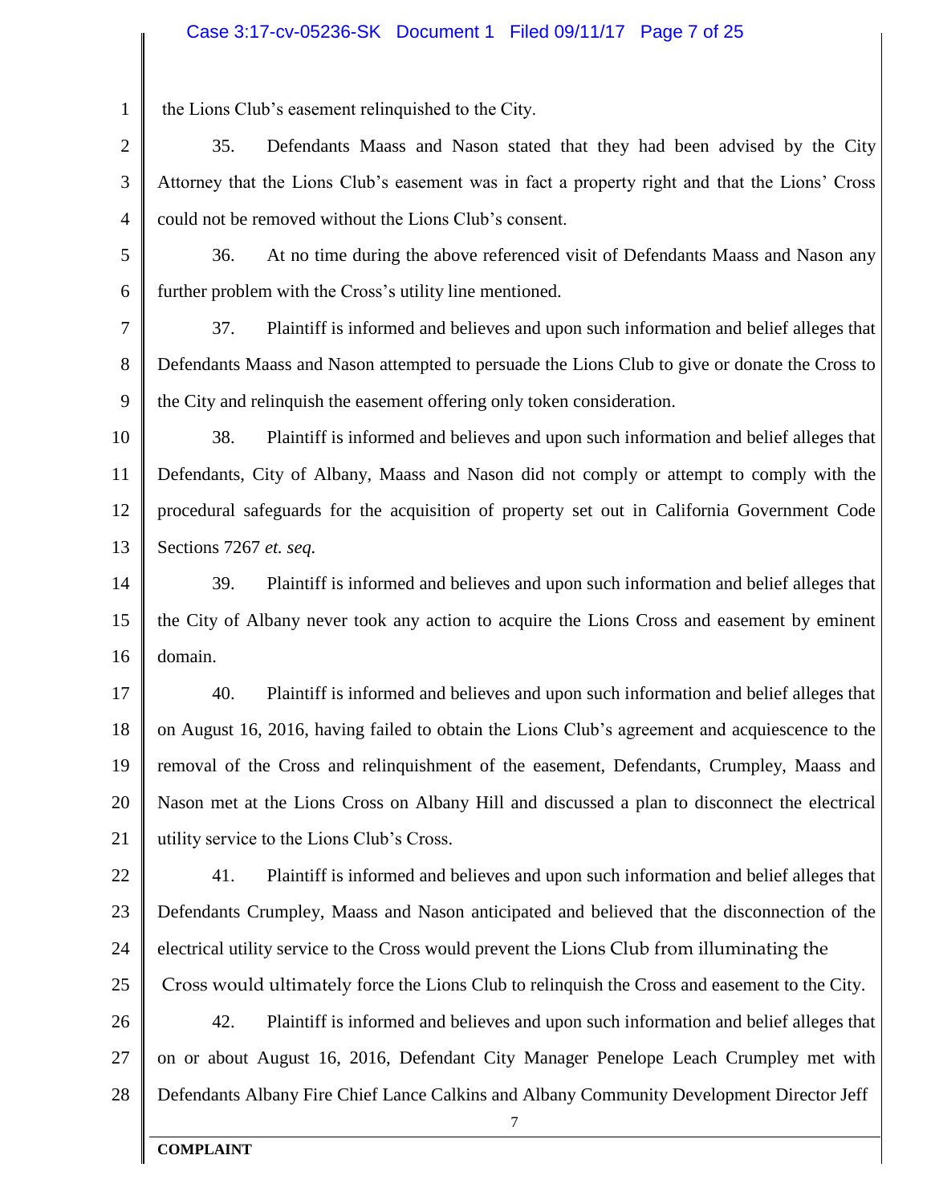the Lions Club's easement relinquished to the City.

35. Defendants Maass and Nason stated that they had been advised by the City Attorney that the Lions Club's easement was in fact a property right and that the Lions' Cross could not be removed without the Lions Club's consent.

36. At no time during the above referenced visit of Defendants Maass and Nason any further problem with the Cross's utility line mentioned.

37. Plaintiff is informed and believes and upon such information and belief alleges that Defendants Maass and Nason attempted to persuade the Lions Club to give or donate the Cross to the City and relinquish the easement offering only token consideration.

38. Plaintiff is informed and believes and upon such information and belief alleges that Defendants, City of Albany, Maass and Nason did not comply or attempt to comply with the procedural safeguards for the acquisition of property set out in California Government Code Sections 7267 *et. seq.*

39. Plaintiff is informed and believes and upon such information and belief alleges that the City of Albany never took any action to acquire the Lions Cross and easement by eminent domain.

40. Plaintiff is informed and believes and upon such information and belief alleges that on August 16, 2016, having failed to obtain the Lions Club's agreement and acquiescence to the removal of the Cross and relinquishment of the easement, Defendants, Crumpley, Maass and Nason met at the Lions Cross on Albany Hill and discussed a plan to disconnect the electrical utility service to the Lions Club's Cross.

41. Plaintiff is informed and believes and upon such information and belief alleges that Defendants Crumpley, Maass and Nason anticipated and believed that the disconnection of the electrical utility service to the Cross would prevent the Lions Club from illuminating the Cross would ultimately force the Lions Club to relinquish the Cross and easement to the City.

42. Plaintiff is informed and believes and upon such information and belief alleges that on or about August 16, 2016, Defendant City Manager Penelope Leach Crumpley met with Defendants Albany Fire Chief Lance Calkins and Albany Community Development Director Jeff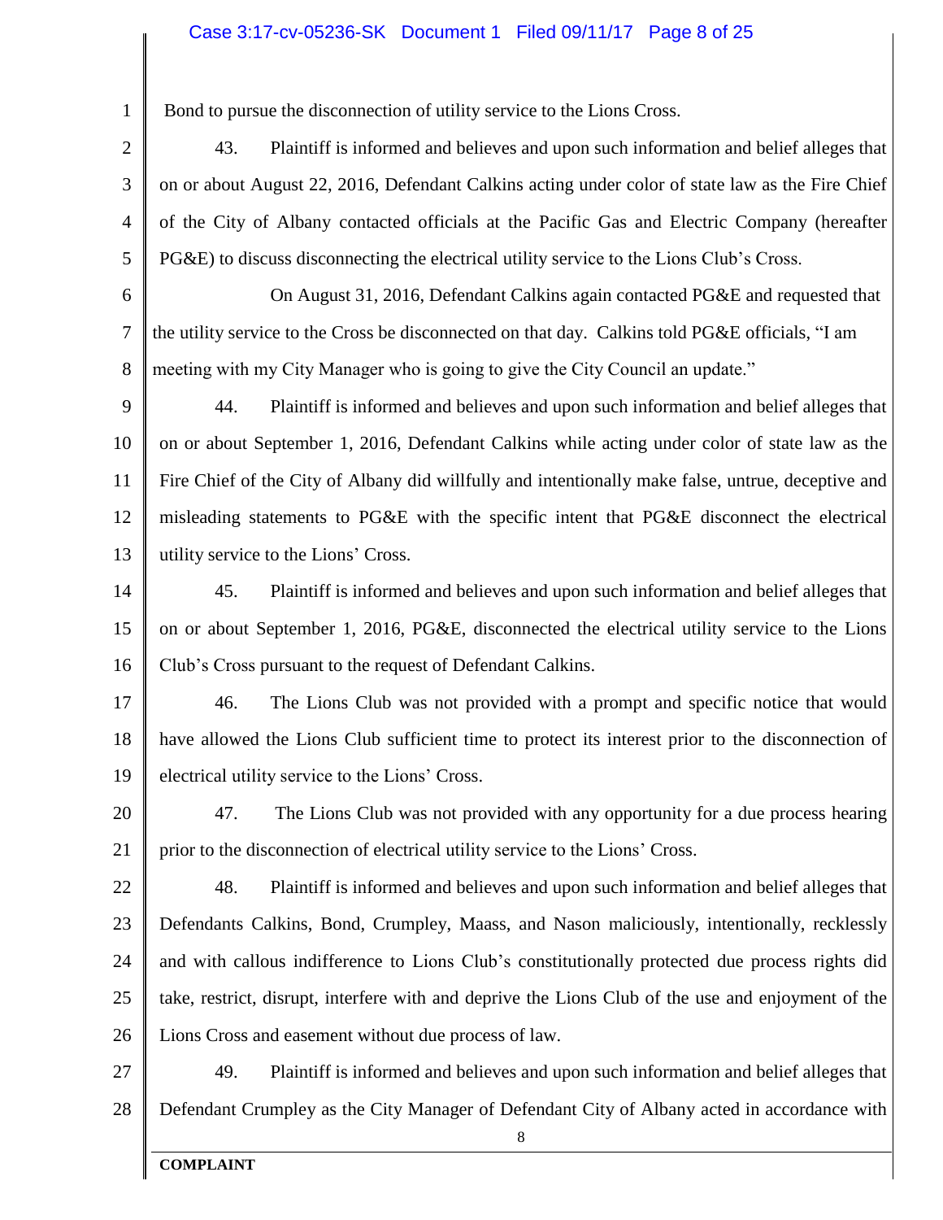Bond to pursue the disconnection of utility service to the Lions Cross.

43. Plaintiff is informed and believes and upon such information and belief alleges that on or about August 22, 2016, Defendant Calkins acting under color of state law as the Fire Chief of the City of Albany contacted officials at the Pacific Gas and Electric Company (hereafter PG&E) to discuss disconnecting the electrical utility service to the Lions Club's Cross.

On August 31, 2016, Defendant Calkins again contacted PG&E and requested that the utility service to the Cross be disconnected on that day. Calkins told PG&E officials, "I am meeting with my City Manager who is going to give the City Council an update."

44. Plaintiff is informed and believes and upon such information and belief alleges that on or about September 1, 2016, Defendant Calkins while acting under color of state law as the Fire Chief of the City of Albany did willfully and intentionally make false, untrue, deceptive and misleading statements to PG&E with the specific intent that PG&E disconnect the electrical utility service to the Lions' Cross.

45. Plaintiff is informed and believes and upon such information and belief alleges that on or about September 1, 2016, PG&E, disconnected the electrical utility service to the Lions Club's Cross pursuant to the request of Defendant Calkins.

46. The Lions Club was not provided with a prompt and specific notice that would have allowed the Lions Club sufficient time to protect its interest prior to the disconnection of electrical utility service to the Lions' Cross.

47. The Lions Club was not provided with any opportunity for a due process hearing prior to the disconnection of electrical utility service to the Lions' Cross.

48. Plaintiff is informed and believes and upon such information and belief alleges that Defendants Calkins, Bond, Crumpley, Maass, and Nason maliciously, intentionally, recklessly and with callous indifference to Lions Club's constitutionally protected due process rights did take, restrict, disrupt, interfere with and deprive the Lions Club of the use and enjoyment of the Lions Cross and easement without due process of law.

49. Plaintiff is informed and believes and upon such information and belief alleges that Defendant Crumpley as the City Manager of Defendant City of Albany acted in accordance with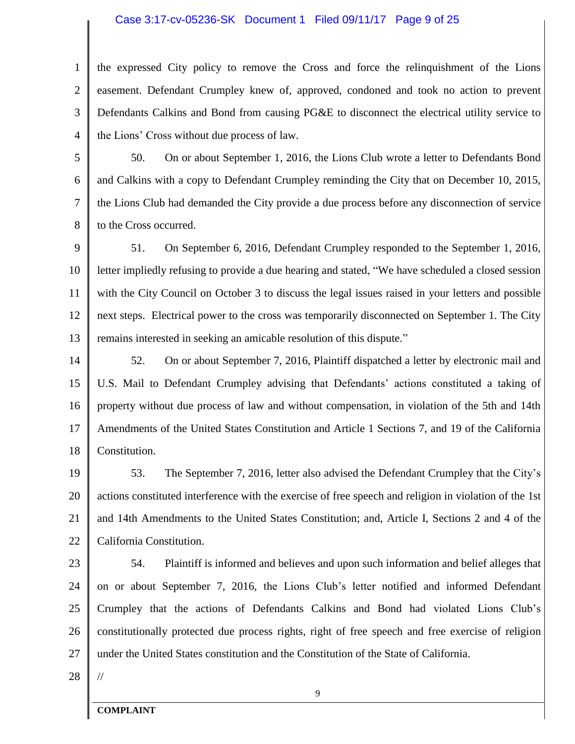the expressed City policy to remove the Cross and force the relinquishment of the Lions easement. Defendant Crumpley knew of, approved, condoned and took no action to prevent Defendants Calkins and Bond from causing PG&E to disconnect the electrical utility service to the Lions' Cross without due process of law.

50. On or about September 1, 2016, the Lions Club wrote a letter to Defendants Bond and Calkins with a copy to Defendant Crumpley reminding the City that on December 10, 2015, the Lions Club had demanded the City provide a due process before any disconnection of service to the Cross occurred.

51. On September 6, 2016, Defendant Crumpley responded to the September 1, 2016, letter impliedly refusing to provide a due hearing and stated, "We have scheduled a closed session with the City Council on October 3 to discuss the legal issues raised in your letters and possible next steps. Electrical power to the cross was temporarily disconnected on September 1. The City remains interested in seeking an amicable resolution of this dispute."

52. On or about September 7, 2016, Plaintiff dispatched a letter by electronic mail and U.S. Mail to Defendant Crumpley advising that Defendants' actions constituted a taking of property without due process of law and without compensation, in violation of the 5th and 14th Amendments of the United States Constitution and Article 1 Sections 7, and 19 of the California Constitution.

53. The September 7, 2016, letter also advised the Defendant Crumpley that the City's actions constituted interference with the exercise of free speech and religion in violation of the 1st and 14th Amendments to the United States Constitution; and, Article I, Sections 2 and 4 of the California Constitution.

54. Plaintiff is informed and believes and upon such information and belief alleges that on or about September 7, 2016, the Lions Club's letter notified and informed Defendant Crumpley that the actions of Defendants Calkins and Bond had violated Lions Club's constitutionally protected due process rights, right of free speech and free exercise of religion under the United States constitution and the Constitution of the State of California.

//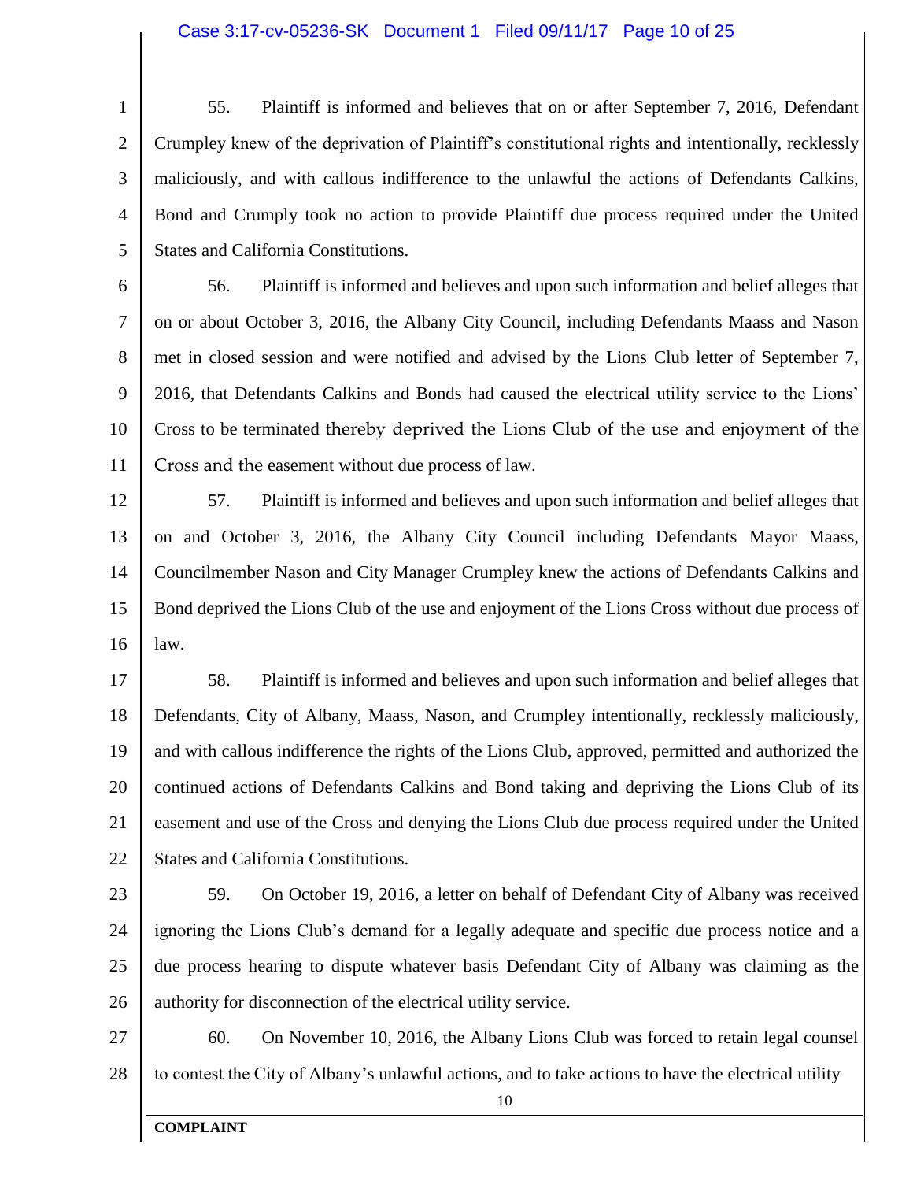55. Plaintiff is informed and believes that on or after September 7, 2016, Defendant Crumpley knew of the deprivation of Plaintiff's constitutional rights and intentionally, recklessly maliciously, and with callous indifference to the unlawful the actions of Defendants Calkins, Bond and Crumply took no action to provide Plaintiff due process required under the United States and California Constitutions.

56. Plaintiff is informed and believes and upon such information and belief alleges that on or about October 3, 2016, the Albany City Council, including Defendants Maass and Nason met in closed session and were notified and advised by the Lions Club letter of September 7, 2016, that Defendants Calkins and Bonds had caused the electrical utility service to the Lions' Cross to be terminated thereby deprived the Lions Club of the use and enjoyment of the Cross and the easement without due process of law.

57. Plaintiff is informed and believes and upon such information and belief alleges that on and October 3, 2016, the Albany City Council including Defendants Mayor Maass, Councilmember Nason and City Manager Crumpley knew the actions of Defendants Calkins and Bond deprived the Lions Club of the use and enjoyment of the Lions Cross without due process of law.

58. Plaintiff is informed and believes and upon such information and belief alleges that Defendants, City of Albany, Maass, Nason, and Crumpley intentionally, recklessly maliciously, and with callous indifference the rights of the Lions Club, approved, permitted and authorized the continued actions of Defendants Calkins and Bond taking and depriving the Lions Club of its easement and use of the Cross and denying the Lions Club due process required under the United States and California Constitutions.

59. On October 19, 2016, a letter on behalf of Defendant City of Albany was received ignoring the Lions Club's demand for a legally adequate and specific due process notice and a due process hearing to dispute whatever basis Defendant City of Albany was claiming as the authority for disconnection of the electrical utility service.

60. On November 10, 2016, the Albany Lions Club was forced to retain legal counsel to contest the City of Albany's unlawful actions, and to take actions to have the electrical utility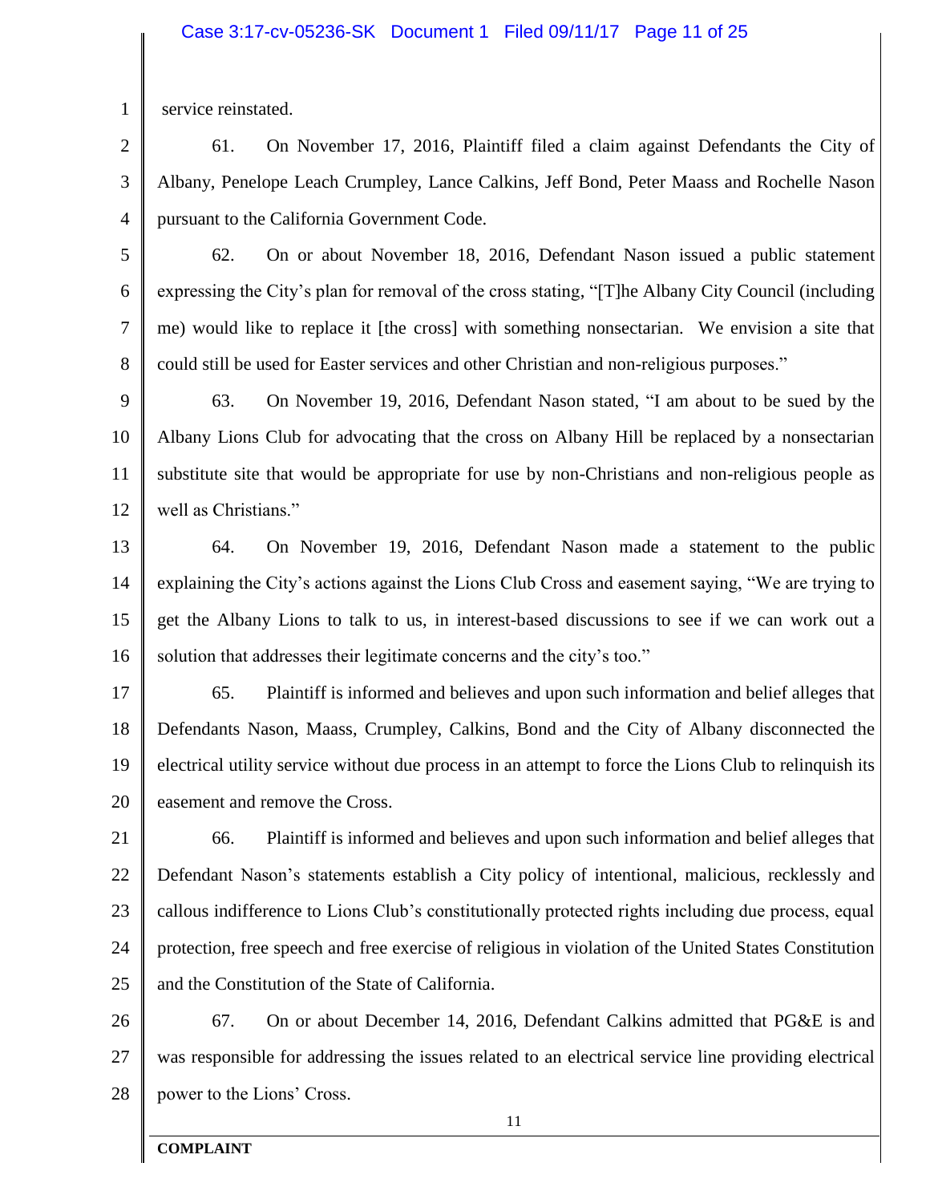service reinstated.

61. On November 17, 2016, Plaintiff filed a claim against Defendants the City of Albany, Penelope Leach Crumpley, Lance Calkins, Jeff Bond, Peter Maass and Rochelle Nason pursuant to the California Government Code.

62. On or about November 18, 2016, Defendant Nason issued a public statement expressing the City's plan for removal of the cross stating, "[T]he Albany City Council (including me) would like to replace it [the cross] with something nonsectarian. We envision a site that could still be used for Easter services and other Christian and non-religious purposes."

63. On November 19, 2016, Defendant Nason stated, "I am about to be sued by the Albany Lions Club for advocating that the cross on Albany Hill be replaced by a nonsectarian substitute site that would be appropriate for use by non-Christians and non-religious people as well as Christians."

64. On November 19, 2016, Defendant Nason made a statement to the public explaining the City's actions against the Lions Club Cross and easement saying, "We are trying to get the Albany Lions to talk to us, in interest-based discussions to see if we can work out a solution that addresses their legitimate concerns and the city's too."

65. Plaintiff is informed and believes and upon such information and belief alleges that Defendants Nason, Maass, Crumpley, Calkins, Bond and the City of Albany disconnected the electrical utility service without due process in an attempt to force the Lions Club to relinquish its easement and remove the Cross.

66. Plaintiff is informed and believes and upon such information and belief alleges that Defendant Nason's statements establish a City policy of intentional, malicious, recklessly and callous indifference to Lions Club's constitutionally protected rights including due process, equal protection, free speech and free exercise of religious in violation of the United States Constitution and the Constitution of the State of California.

67. On or about December 14, 2016, Defendant Calkins admitted that PG&E is and was responsible for addressing the issues related to an electrical service line providing electrical power to the Lions' Cross.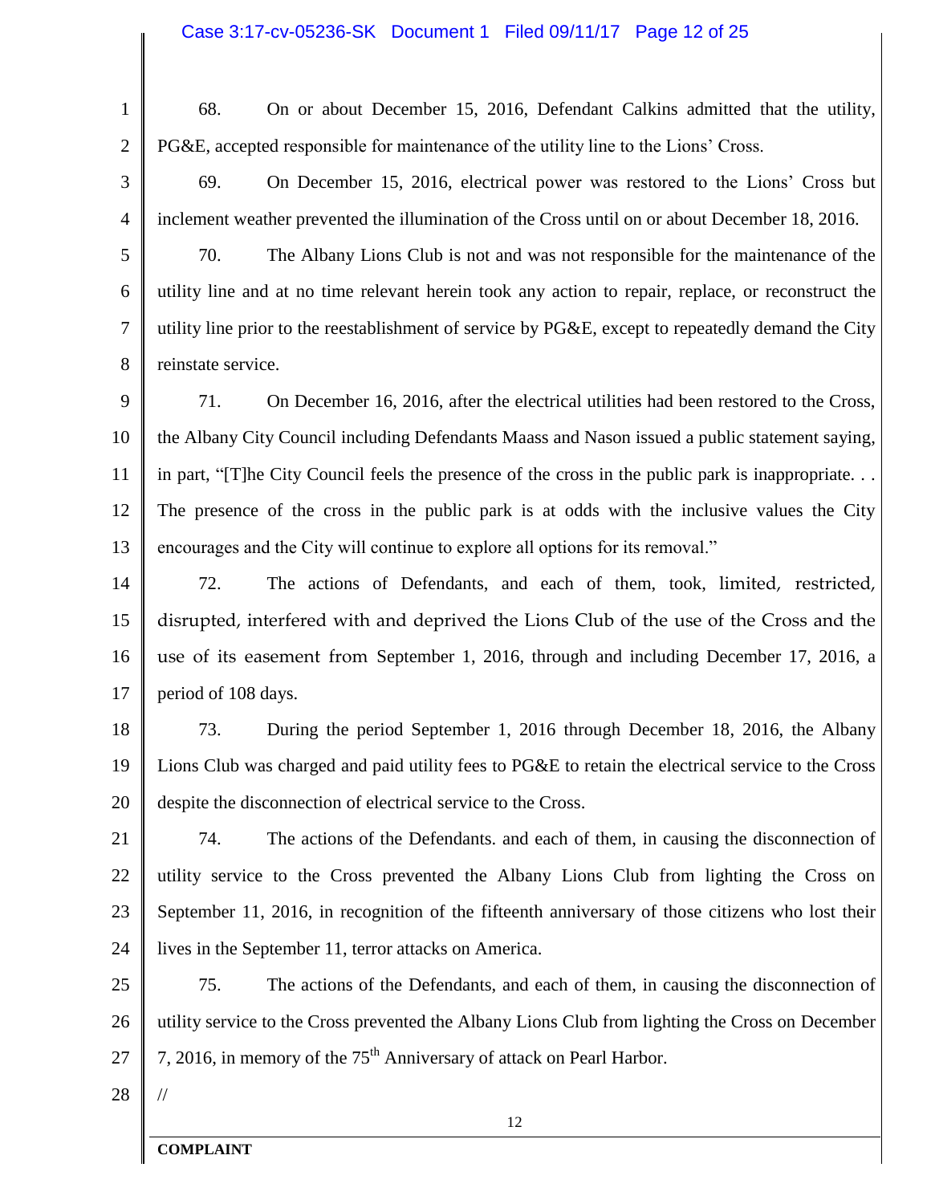68. On or about December 15, 2016, Defendant Calkins admitted that the utility, PG&E, accepted responsible for maintenance of the utility line to the Lions' Cross.

69. On December 15, 2016, electrical power was restored to the Lions' Cross but inclement weather prevented the illumination of the Cross until on or about December 18, 2016.

70. The Albany Lions Club is not and was not responsible for the maintenance of the utility line and at no time relevant herein took any action to repair, replace, or reconstruct the utility line prior to the reestablishment of service by PG&E, except to repeatedly demand the City reinstate service.

71. On December 16, 2016, after the electrical utilities had been restored to the Cross, the Albany City Council including Defendants Maass and Nason issued a public statement saying, in part, "[T]he City Council feels the presence of the cross in the public park is inappropriate. . . The presence of the cross in the public park is at odds with the inclusive values the City encourages and the City will continue to explore all options for its removal."

72. The actions of Defendants, and each of them, took, limited, restricted, disrupted, interfered with and deprived the Lions Club of the use of the Cross and the use of its easement from September 1, 2016, through and including December 17, 2016, a period of 108 days.

73. During the period September 1, 2016 through December 18, 2016, the Albany Lions Club was charged and paid utility fees to PG&E to retain the electrical service to the Cross despite the disconnection of electrical service to the Cross.

74. The actions of the Defendants. and each of them, in causing the disconnection of utility service to the Cross prevented the Albany Lions Club from lighting the Cross on September 11, 2016, in recognition of the fifteenth anniversary of those citizens who lost their lives in the September 11, terror attacks on America.

75. The actions of the Defendants, and each of them, in causing the disconnection of utility service to the Cross prevented the Albany Lions Club from lighting the Cross on December 7, 2016, in memory of the 75th Anniversary of attack on Pearl Harbor.

//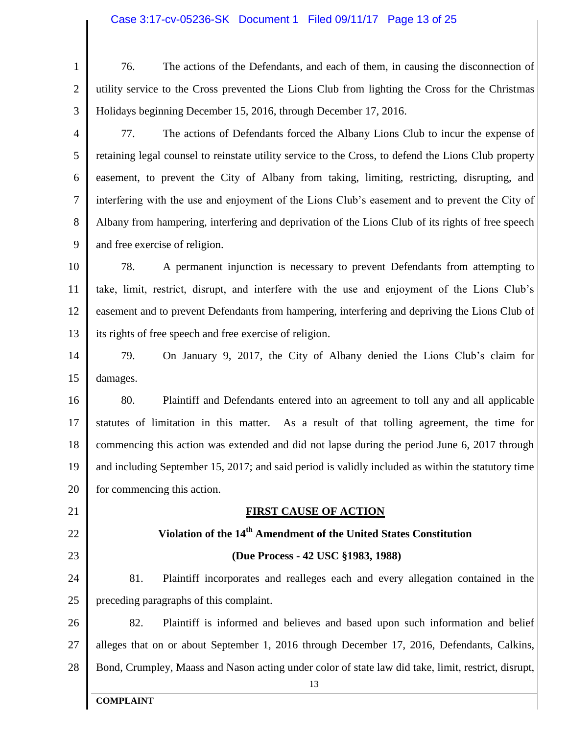76. The actions of the Defendants, and each of them, in causing the disconnection of utility service to the Cross prevented the Lions Club from lighting the Cross for the Christmas Holidays beginning December 15, 2016, through December 17, 2016.

77. The actions of Defendants forced the Albany Lions Club to incur the expense of retaining legal counsel to reinstate utility service to the Cross, to defend the Lions Club property easement, to prevent the City of Albany from taking, limiting, restricting, disrupting, and interfering with the use and enjoyment of the Lions Club's easement and to prevent the City of Albany from hampering, interfering and deprivation of the Lions Club of its rights of free speech and free exercise of religion.

78. A permanent injunction is necessary to prevent Defendants from attempting to take, limit, restrict, disrupt, and interfere with the use and enjoyment of the Lions Club's easement and to prevent Defendants from hampering, interfering and depriving the Lions Club of its rights of free speech and free exercise of religion.

79. On January 9, 2017, the City of Albany denied the Lions Club's claim for damages.

80. Plaintiff and Defendants entered into an agreement to toll any and all applicable statutes of limitation in this matter. As a result of that tolling agreement, the time for commencing this action was extended and did not lapse during the period June 6, 2017 through and including September 15, 2017; and said period is validly included as within the statutory time for commencing this action.

## **FIRST CAUSE OF ACTION**

### **Violation of the 14th Amendment of the United States Constitution**

### **(Due Process - 42 USC §1983, 1988)**

81. Plaintiff incorporates and realleges each and every allegation contained in the preceding paragraphs of this complaint.

82. Plaintiff is informed and believes and based upon such information and belief alleges that on or about September 1, 2016 through December 17, 2016, Defendants, Calkins, Bond, Crumpley, Maass and Nason acting under color of state law did take, limit, restrict, disrupt,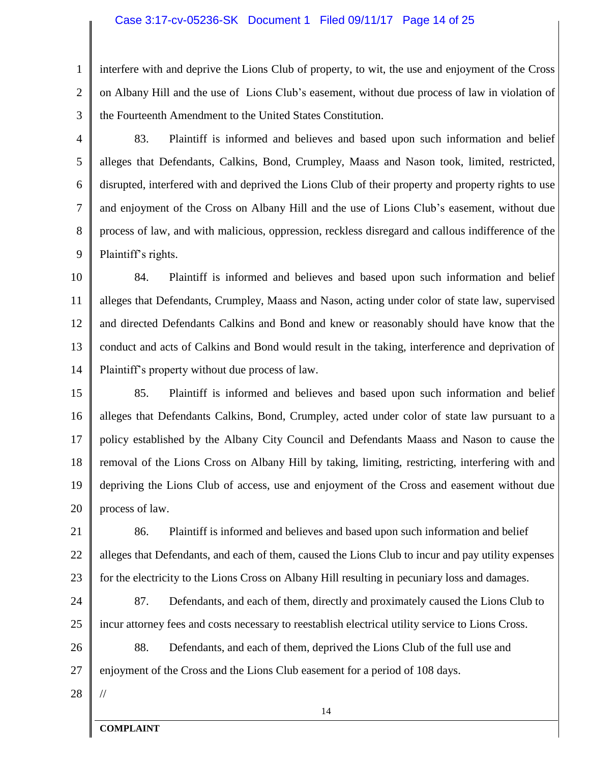interfere with and deprive the Lions Club of property, to wit, the use and enjoyment of the Cross on Albany Hill and the use of Lions Club's easement, without due process of law in violation of the Fourteenth Amendment to the United States Constitution.

83. Plaintiff is informed and believes and based upon such information and belief alleges that Defendants, Calkins, Bond, Crumpley, Maass and Nason took, limited, restricted, disrupted, interfered with and deprived the Lions Club of their property and property rights to use and enjoyment of the Cross on Albany Hill and the use of Lions Club's easement, without due process of law, and with malicious, oppression, reckless disregard and callous indifference of the Plaintiff's rights.

84. Plaintiff is informed and believes and based upon such information and belief alleges that Defendants, Crumpley, Maass and Nason, acting under color of state law, supervised and directed Defendants Calkins and Bond and knew or reasonably should have know that the conduct and acts of Calkins and Bond would result in the taking, interference and deprivation of Plaintiff's property without due process of law.

85. Plaintiff is informed and believes and based upon such information and belief alleges that Defendants Calkins, Bond, Crumpley, acted under color of state law pursuant to a policy established by the Albany City Council and Defendants Maass and Nason to cause the removal of the Lions Cross on Albany Hill by taking, limiting, restricting, interfering with and depriving the Lions Club of access, use and enjoyment of the Cross and easement without due process of law.

86. Plaintiff is informed and believes and based upon such information and belief alleges that Defendants, and each of them, caused the Lions Club to incur and pay utility expenses for the electricity to the Lions Cross on Albany Hill resulting in pecuniary loss and damages.

87. Defendants, and each of them, directly and proximately caused the Lions Club to incur attorney fees and costs necessary to reestablish electrical utility service to Lions Cross.

88. Defendants, and each of them, deprived the Lions Club of the full use and enjoyment of the Cross and the Lions Club easement for a period of 108 days.

//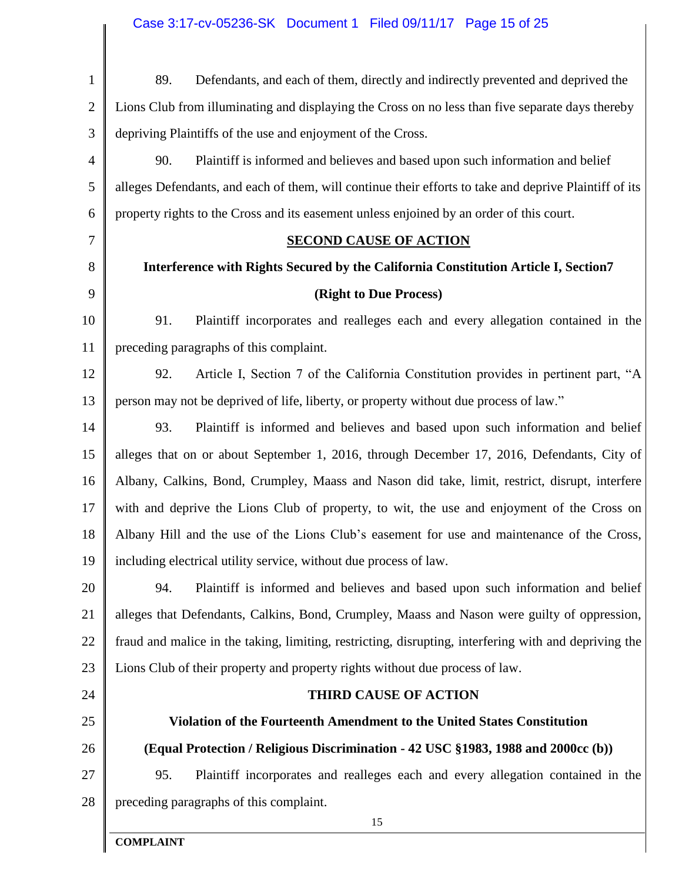89. Defendants, and each of them, directly and indirectly prevented and deprived the Lions Club from illuminating and displaying the Cross on no less than five separate days thereby depriving Plaintiffs of the use and enjoyment of the Cross.

90. Plaintiff is informed and believes and based upon such information and belief alleges Defendants, and each of them, will continue their efforts to take and deprive Plaintiff of its property rights to the Cross and its easement unless enjoined by an order of this court.

## SECOND CAUSE OF ACTION

### Interference with Rights Secured by the California Constitution Article I, Section7

### (Right to Due Process)

91. Plaintiff incorporates and realleges each and every allegation contained in the preceding paragraphs of this complaint.

92. Article I, Section 7 of the California Constitution provides in pertinent part, "A person may not be deprived of life, liberty, or property without due process of law."

93. Plaintiff is informed and believes and based upon such information and belief alleges that on or about September 1, 2016, through December 17, 2016, Defendants, City of Albany, Calkins, Bond, Crumpley, Maass and Nason did take, limit, restrict, disrupt, interfere with and deprive the Lions Club of property, to wit, the use and enjoyment of the Cross on Albany Hill and the use of the Lions Club's easement for use and maintenance of the Cross, including electrical utility service, without due process of law.

94. Plaintiff is informed and believes and based upon such information and belief alleges that Defendants, Calkins, Bond, Crumpley, Maass and Nason were guilty of oppression, fraud and malice in the taking, limiting, restricting, disrupting, interfering with and depriving the Lions Club of their property and property rights without due process of law.

## THIRD CAUSE OF ACTION

### Violation of the Fourteenth Amendment to the United States Constitution

### (Equal Protection / Religious Discrimination - 42 USC §1983, 1988 and 2000cc (b))

95. Plaintiff incorporates and realleges each and every allegation contained in the preceding paragraphs of this complaint.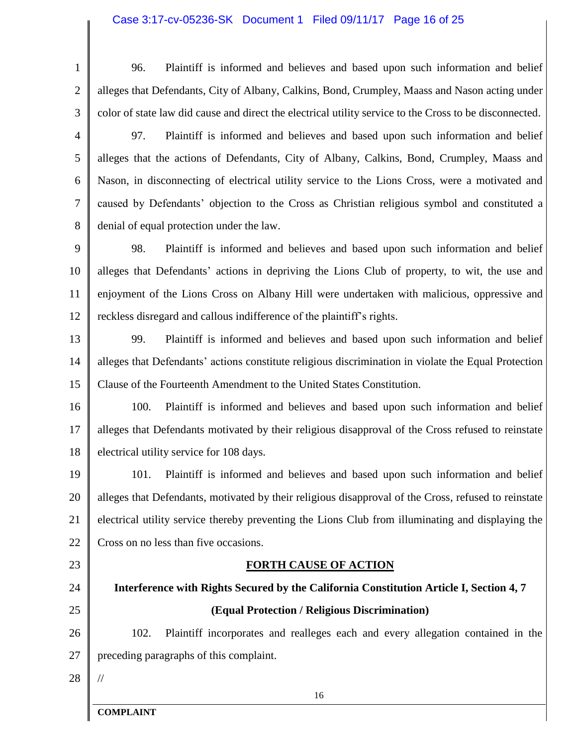96. Plaintiff is informed and believes and based upon such information and belief alleges that Defendants, City of Albany, Calkins, Bond, Crumpley, Maass and Nason acting under color of state law did cause and direct the electrical utility service to the Cross to be disconnected.

97. Plaintiff is informed and believes and based upon such information and belief alleges that the actions of Defendants, City of Albany, Calkins, Bond, Crumpley, Maass and Nason, in disconnecting of electrical utility service to the Lions Cross, were a motivated and caused by Defendants' objection to the Cross as Christian religious symbol and constituted a denial of equal protection under the law.

98. Plaintiff is informed and believes and based upon such information and belief alleges that Defendants' actions in depriving the Lions Club of property, to wit, the use and enjoyment of the Lions Cross on Albany Hill were undertaken with malicious, oppressive and reckless disregard and callous indifference of the plaintiff's rights.

99. Plaintiff is informed and believes and based upon such information and belief alleges that Defendants' actions constitute religious discrimination in violate the Equal Protection Clause of the Fourteenth Amendment to the United States Constitution.

100. Plaintiff is informed and believes and based upon such information and belief alleges that Defendants motivated by their religious disapproval of the Cross refused to reinstate electrical utility service for 108 days.

101. Plaintiff is informed and believes and based upon such information and belief alleges that Defendants, motivated by their religious disapproval of the Cross, refused to reinstate electrical utility service thereby preventing the Lions Club from illuminating and displaying the Cross on no less than five occasions.

## FORTH CAUSE OF ACTION

**Interference with Rights Secured by the California Constitution Article I, Section 4, 7**

**(Equal Protection / Religious Discrimination)**

102. Plaintiff incorporates and realleges each and every allegation contained in the preceding paragraphs of this complaint.

//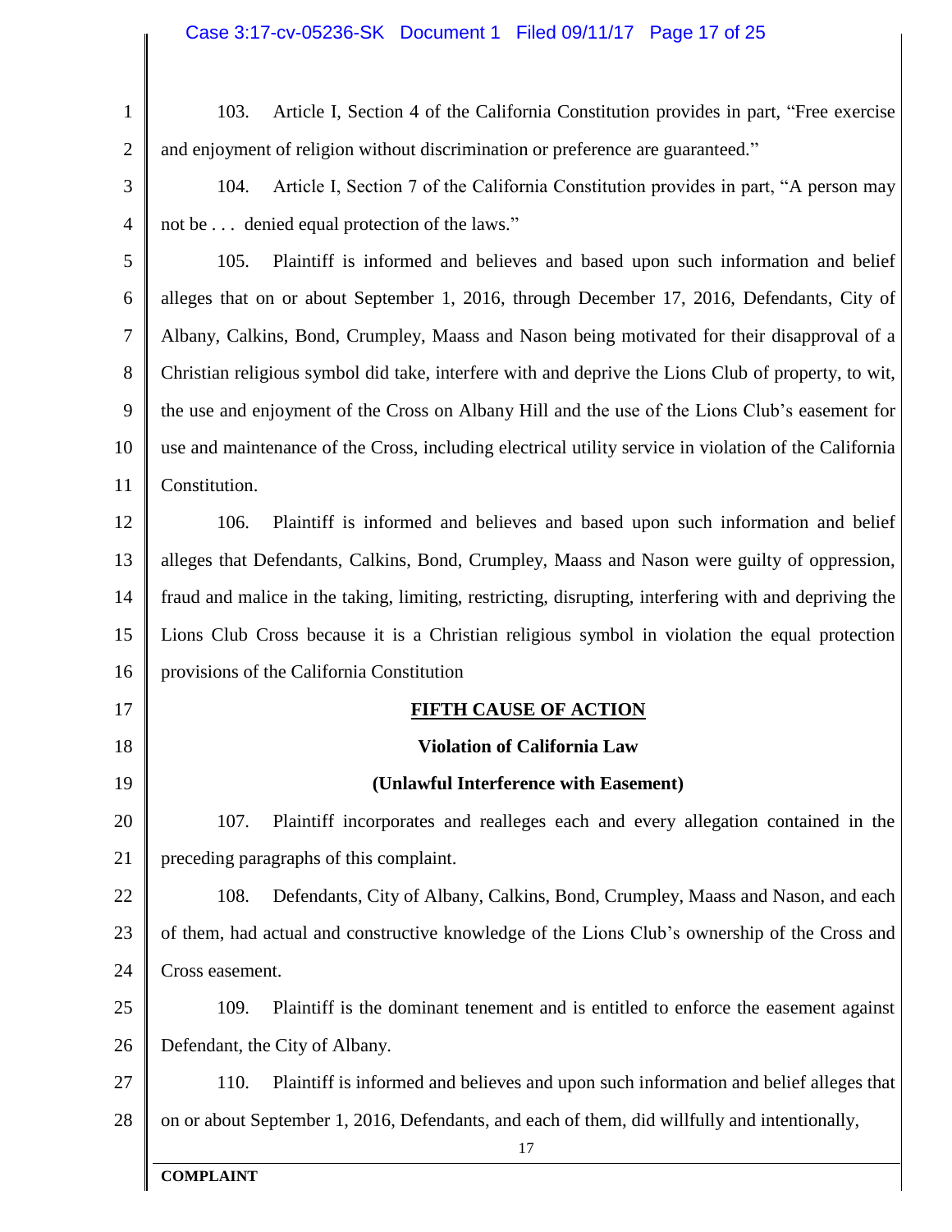103. Article I, Section 4 of the California Constitution provides in part, "Free exercise and enjoyment of religion without discrimination or preference are guaranteed."

104. Article I, Section 7 of the California Constitution provides in part, "A person may not be . . . denied equal protection of the laws."

105. Plaintiff is informed and believes and based upon such information and belief alleges that on or about September 1, 2016, through December 17, 2016, Defendants, City of Albany, Calkins, Bond, Crumpley, Maass and Nason being motivated for their disapproval of a Christian religious symbol did take, interfere with and deprive the Lions Club of property, to wit, the use and enjoyment of the Cross on Albany Hill and the use of the Lions Club's easement for use and maintenance of the Cross, including electrical utility service in violation of the California Constitution.

106. Plaintiff is informed and believes and based upon such information and belief alleges that Defendants, Calkins, Bond, Crumpley, Maass and Nason were guilty of oppression, fraud and malice in the taking, limiting, restricting, disrupting, interfering with and depriving the Lions Club Cross because it is a Christian religious symbol in violation the equal protection provisions of the California Constitution

**FIFTH CAUSE OF ACTION**

**Violation of California Law**

**(Unlawful Interference with Easement)**

107. Plaintiff incorporates and realleges each and every allegation contained in the preceding paragraphs of this complaint.

108. Defendants, City of Albany, Calkins, Bond, Crumpley, Maass and Nason, and each of them, had actual and constructive knowledge of the Lions Club's ownership of the Cross and Cross easement.

109. Plaintiff is the dominant tenement and is entitled to enforce the easement against Defendant, the City of Albany.

110. Plaintiff is informed and believes and upon such information and belief alleges that on or about September 1, 2016, Defendants, and each of them, did willfully and intentionally,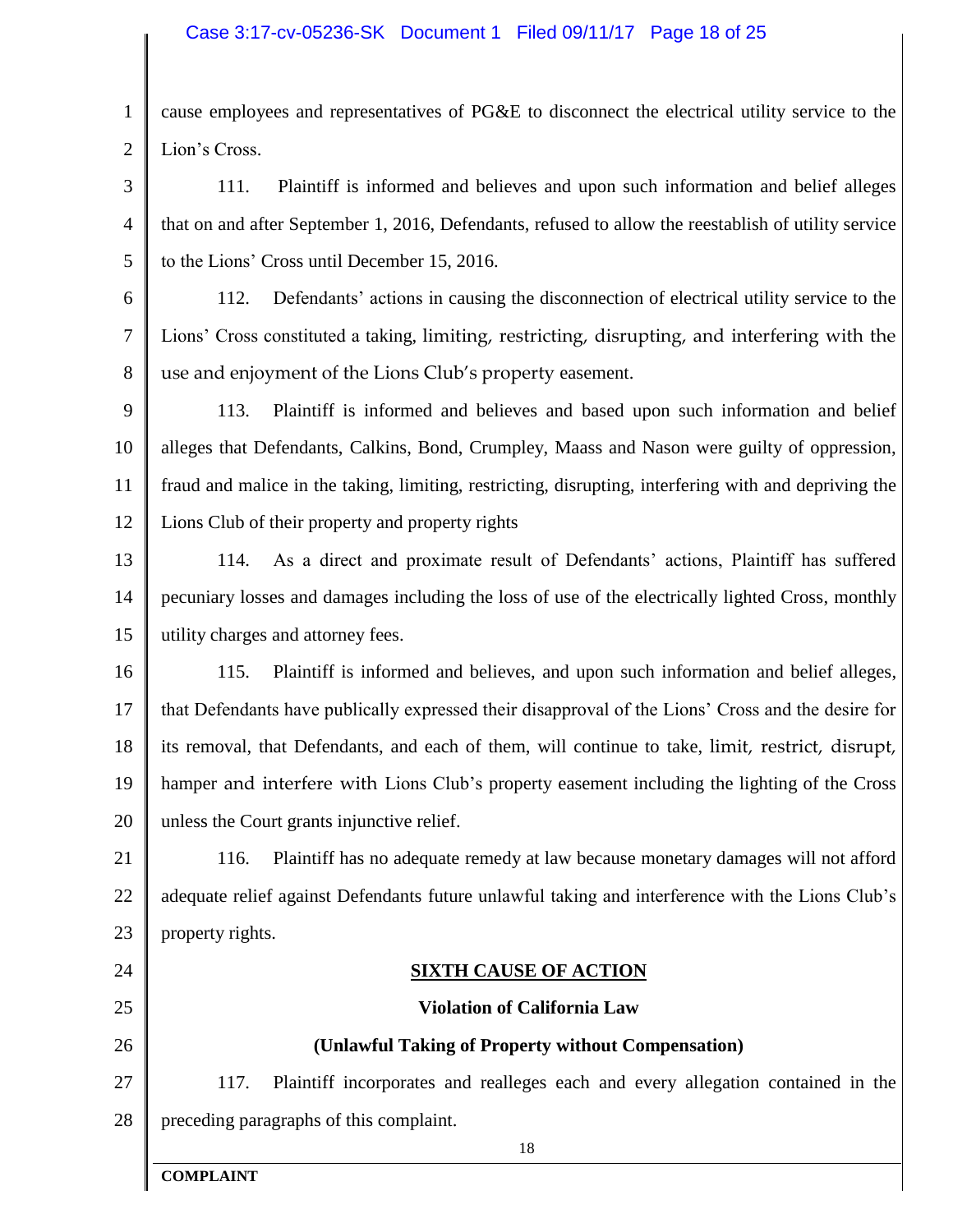cause employees and representatives of PG&E to disconnect the electrical utility service to the Lion's Cross.

111. Plaintiff is informed and believes and upon such information and belief alleges that on and after September 1, 2016, Defendants, refused to allow the reestablish of utility service to the Lions' Cross until December 15, 2016.

112. Defendants' actions in causing the disconnection of electrical utility service to the Lions' Cross constituted a taking, limiting, restricting, disrupting, and interfering with the use and enjoyment of the Lions Club's property easement.

113. Plaintiff is informed and believes and based upon such information and belief alleges that Defendants, Calkins, Bond, Crumpley, Maass and Nason were guilty of oppression, fraud and malice in the taking, limiting, restricting, disrupting, interfering with and depriving the Lions Club of their property and property rights

114. As a direct and proximate result of Defendants' actions, Plaintiff has suffered pecuniary losses and damages including the loss of use of the electrically lighted Cross, monthly utility charges and attorney fees.

115. Plaintiff is informed and believes, and upon such information and belief alleges, that Defendants have publically expressed their disapproval of the Lions' Cross and the desire for its removal, that Defendants, and each of them, will continue to take, limit, restrict, disrupt, hamper and interfere with Lions Club's property easement including the lighting of the Cross unless the Court grants injunctive relief.

116. Plaintiff has no adequate remedy at law because monetary damages will not afford adequate relief against Defendants future unlawful taking and interference with the Lions Club's property rights.

## SIXTH CAUSE OF ACTION

**Violation of California Law**

**(Unlawful Taking of Property without Compensation)**

117. Plaintiff incorporates and realleges each and every allegation contained in the preceding paragraphs of this complaint.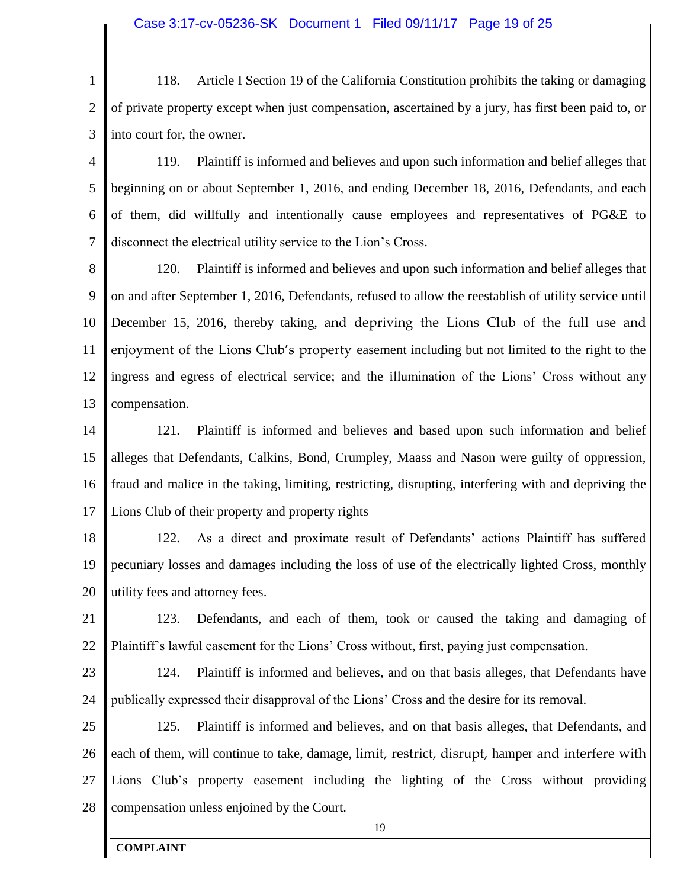118. Article I Section 19 of the California Constitution prohibits the taking or damaging of private property except when just compensation, ascertained by a jury, has first been paid to, or into court for, the owner.

119. Plaintiff is informed and believes and upon such information and belief alleges that beginning on or about September 1, 2016, and ending December 18, 2016, Defendants, and each of them, did willfully and intentionally cause employees and representatives of PG&E to disconnect the electrical utility service to the Lion's Cross.

120. Plaintiff is informed and believes and upon such information and belief alleges that on and after September 1, 2016, Defendants, refused to allow the reestablish of utility service until December 15, 2016, thereby taking, and depriving the Lions Club of the full use and enjoyment of the Lions Club's property easement including but not limited to the right to the ingress and egress of electrical service; and the illumination of the Lions' Cross without any compensation.

121. Plaintiff is informed and believes and based upon such information and belief alleges that Defendants, Calkins, Bond, Crumpley, Maass and Nason were guilty of oppression, fraud and malice in the taking, limiting, restricting, disrupting, interfering with and depriving the Lions Club of their property and property rights

122. As a direct and proximate result of Defendants' actions Plaintiff has suffered pecuniary losses and damages including the loss of use of the electrically lighted Cross, monthly utility fees and attorney fees.

123. Defendants, and each of them, took or caused the taking and damaging of Plaintiff's lawful easement for the Lions' Cross without, first, paying just compensation.

124. Plaintiff is informed and believes, and on that basis alleges, that Defendants have publically expressed their disapproval of the Lions' Cross and the desire for its removal.

125. Plaintiff is informed and believes, and on that basis alleges, that Defendants, and each of them, will continue to take, damage, limit, restrict, disrupt, hamper and interfere with Lions Club's property easement including the lighting of the Cross without providing compensation unless enjoined by the Court.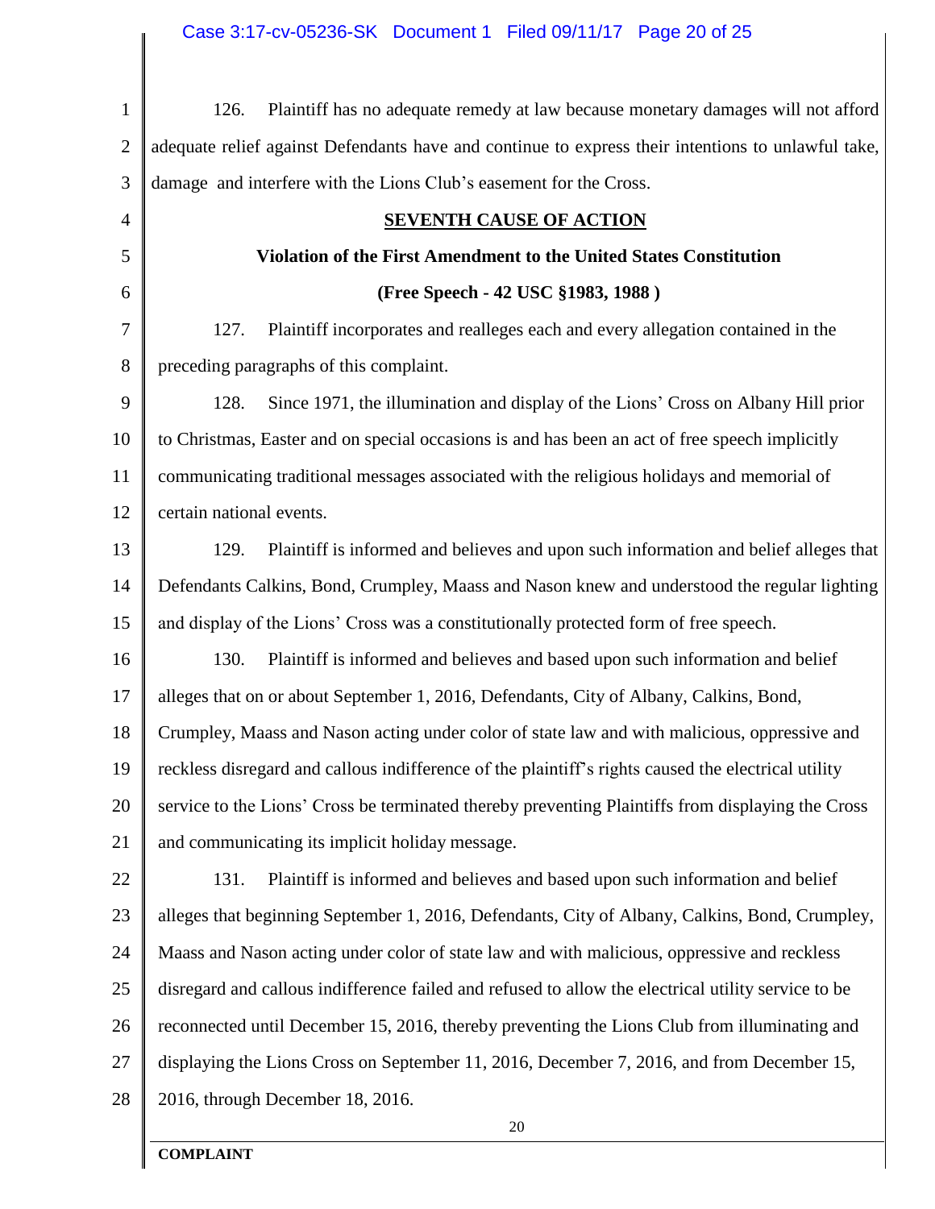126. Plaintiff has no adequate remedy at law because monetary damages will not afford adequate relief against Defendants have and continue to express their intentions to unlawful take, damage and interfere with the Lions Club's easement for the Cross.

**SEVENTH CAUSE OF ACTION**

**Violation of the First Amendment to the United States Constitution**

**(Free Speech - 42 USC §1983, 1988 )**

127. Plaintiff incorporates and realleges each and every allegation contained in the preceding paragraphs of this complaint.

128. Since 1971, the illumination and display of the Lions' Cross on Albany Hill prior to Christmas, Easter and on special occasions is and has been an act of free speech implicitly communicating traditional messages associated with the religious holidays and memorial of certain national events.

129. Plaintiff is informed and believes and upon such information and belief alleges that Defendants Calkins, Bond, Crumpley, Maass and Nason knew and understood the regular lighting and display of the Lions' Cross was a constitutionally protected form of free speech.

130. Plaintiff is informed and believes and based upon such information and belief alleges that on or about September 1, 2016, Defendants, City of Albany, Calkins, Bond, Crumpley, Maass and Nason acting under color of state law and with malicious, oppressive and reckless disregard and callous indifference of the plaintiff's rights caused the electrical utility service to the Lions' Cross be terminated thereby preventing Plaintiffs from displaying the Cross and communicating its implicit holiday message.

131. Plaintiff is informed and believes and based upon such information and belief alleges that beginning September 1, 2016, Defendants, City of Albany, Calkins, Bond, Crumpley, Maass and Nason acting under color of state law and with malicious, oppressive and reckless disregard and callous indifference failed and refused to allow the electrical utility service to be reconnected until December 15, 2016, thereby preventing the Lions Club from illuminating and displaying the Lions Cross on September 11, 2016, December 7, 2016, and from December 15, 2016, through December 18, 2016.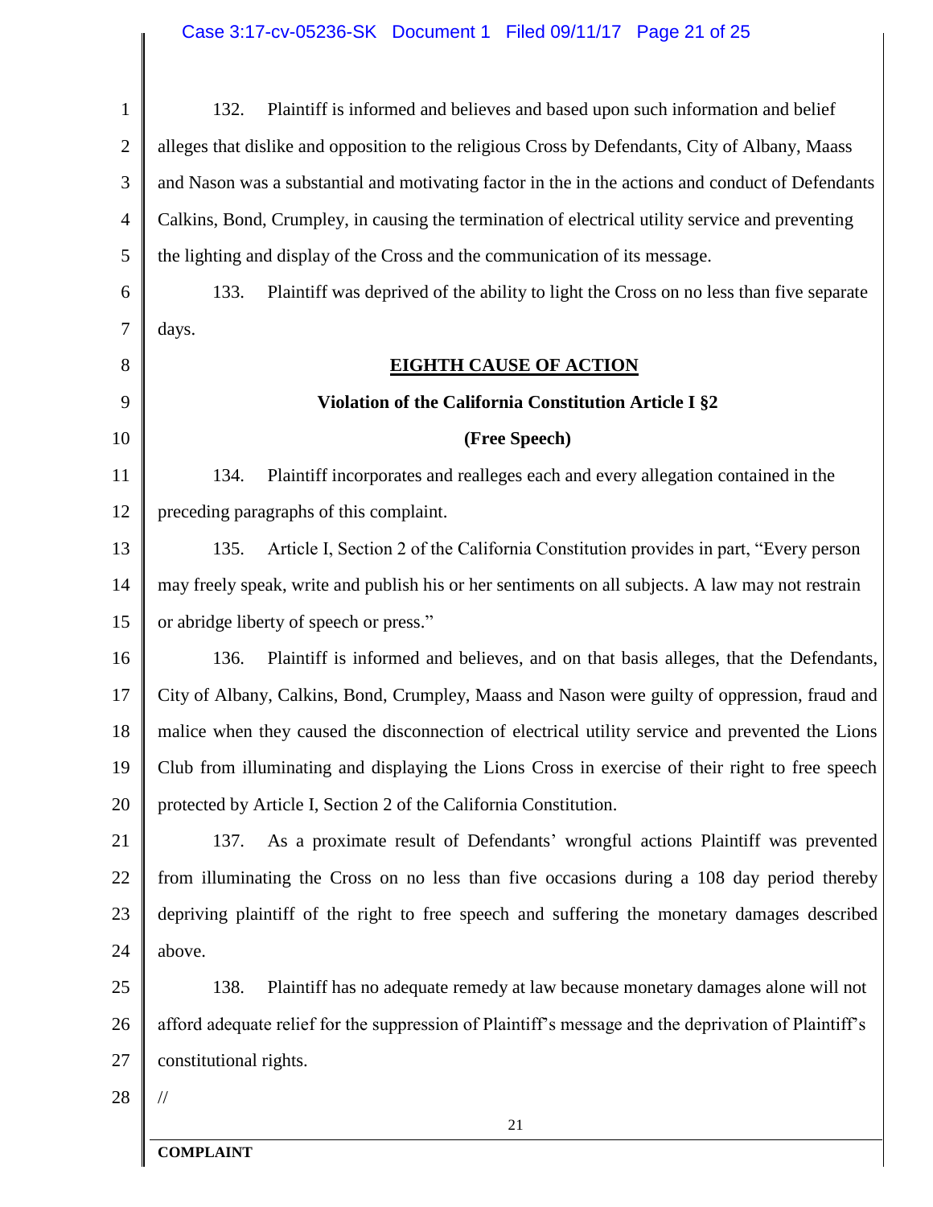132. Plaintiff is informed and believes and based upon such information and belief alleges that dislike and opposition to the religious Cross by Defendants, City of Albany, Maass and Nason was a substantial and motivating factor in the in the actions and conduct of Defendants Calkins, Bond, Crumpley, in causing the termination of electrical utility service and preventing the lighting and display of the Cross and the communication of its message.

133. Plaintiff was deprived of the ability to light the Cross on no less than five separate days.

**EIGHTH CAUSE OF ACTION**

**Violation of the California Constitution Article I §2**

**(Free Speech)**

134. Plaintiff incorporates and realleges each and every allegation contained in the preceding paragraphs of this complaint.

135. Article I, Section 2 of the California Constitution provides in part, "Every person may freely speak, write and publish his or her sentiments on all subjects. A law may not restrain or abridge liberty of speech or press."

136. Plaintiff is informed and believes, and on that basis alleges, that the Defendants, City of Albany, Calkins, Bond, Crumpley, Maass and Nason were guilty of oppression, fraud and malice when they caused the disconnection of electrical utility service and prevented the Lions Club from illuminating and displaying the Lions Cross in exercise of their right to free speech protected by Article I, Section 2 of the California Constitution.

137. As a proximate result of Defendants' wrongful actions Plaintiff was prevented from illuminating the Cross on no less than five occasions during a 108 day period thereby depriving plaintiff of the right to free speech and suffering the monetary damages described above.

138. Plaintiff has no adequate remedy at law because monetary damages alone will not afford adequate relief for the suppression of Plaintiff's message and the deprivation of Plaintiff's constitutional rights.

//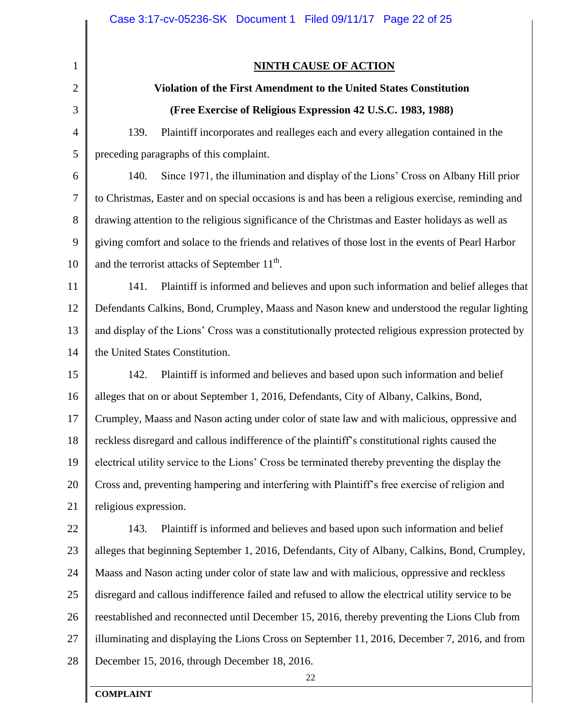## NINTH CAUSE OF ACTION

### Violation of the First Amendment to the United States Constitution

### (Free Exercise of Religious Expression 42 U.S.C. 1983, 1988)

139. Plaintiff incorporates and realleges each and every allegation contained in the preceding paragraphs of this complaint.

140. Since 1971, the illumination and display of the Lions' Cross on Albany Hill prior to Christmas, Easter and on special occasions is and has been a religious exercise, reminding and drawing attention to the religious significance of the Christmas and Easter holidays as well as giving comfort and solace to the friends and relatives of those lost in the events of Pearl Harbor and the terrorist attacks of September 11th.

141. Plaintiff is informed and believes and upon such information and belief alleges that Defendants Calkins, Bond, Crumpley, Maass and Nason knew and understood the regular lighting and display of the Lions' Cross was a constitutionally protected religious expression protected by the United States Constitution.

142. Plaintiff is informed and believes and based upon such information and belief alleges that on or about September 1, 2016, Defendants, City of Albany, Calkins, Bond, Crumpley, Maass and Nason acting under color of state law and with malicious, oppressive and reckless disregard and callous indifference of the plaintiff's constitutional rights caused the electrical utility service to the Lions' Cross be terminated thereby preventing the display the Cross and, preventing hampering and interfering with Plaintiff's free exercise of religion and religious expression.

143. Plaintiff is informed and believes and based upon such information and belief alleges that beginning September 1, 2016, Defendants, City of Albany, Calkins, Bond, Crumpley, Maass and Nason acting under color of state law and with malicious, oppressive and reckless disregard and callous indifference failed and refused to allow the electrical utility service to be reestablished and reconnected until December 15, 2016, thereby preventing the Lions Club from illuminating and displaying the Lions Cross on September 11, 2016, December 7, 2016, and from December 15, 2016, through December 18, 2016.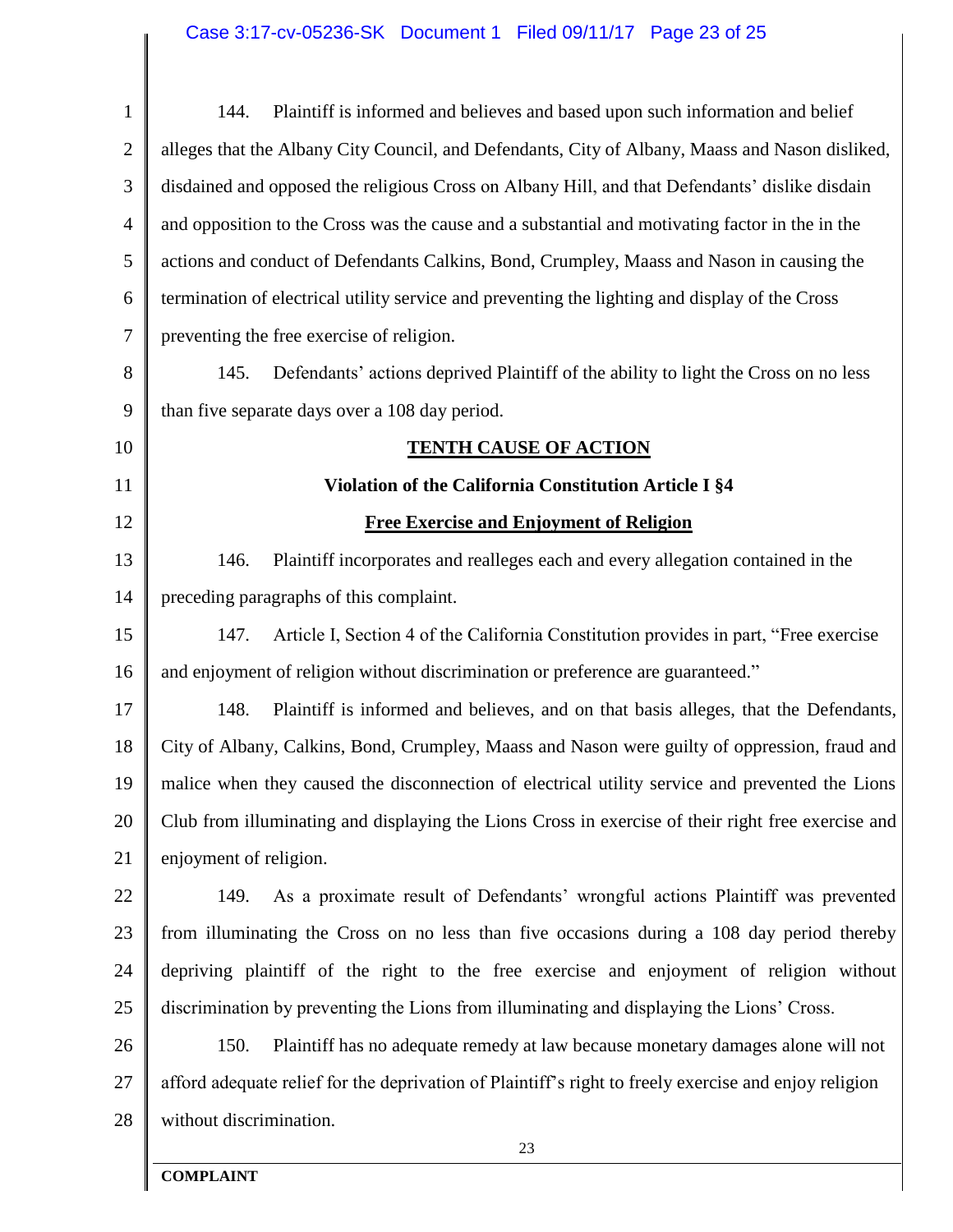144. Plaintiff is informed and believes and based upon such information and belief alleges that the Albany City Council, and Defendants, City of Albany, Maass and Nason disliked, disdained and opposed the religious Cross on Albany Hill, and that Defendants' dislike disdain and opposition to the Cross was the cause and a substantial and motivating factor in the in the actions and conduct of Defendants Calkins, Bond, Crumpley, Maass and Nason in causing the termination of electrical utility service and preventing the lighting and display of the Cross preventing the free exercise of religion.

145. Defendants' actions deprived Plaintiff of the ability to light the Cross on no less than five separate days over a 108 day period.

## TENTH CAUSE OF ACTION

### Violation of the California Constitution Article I §4

### Free Exercise and Enjoyment of Religion

146. Plaintiff incorporates and realleges each and every allegation contained in the preceding paragraphs of this complaint.

147. Article I, Section 4 of the California Constitution provides in part, "Free exercise and enjoyment of religion without discrimination or preference are guaranteed."

148. Plaintiff is informed and believes, and on that basis alleges, that the Defendants, City of Albany, Calkins, Bond, Crumpley, Maass and Nason were guilty of oppression, fraud and malice when they caused the disconnection of electrical utility service and prevented the Lions Club from illuminating and displaying the Lions Cross in exercise of their right free exercise and enjoyment of religion.

149. As a proximate result of Defendants' wrongful actions Plaintiff was prevented from illuminating the Cross on no less than five occasions during a 108 day period thereby depriving plaintiff of the right to the free exercise and enjoyment of religion without discrimination by preventing the Lions from illuminating and displaying the Lions' Cross.

150. Plaintiff has no adequate remedy at law because monetary damages alone will not afford adequate relief for the deprivation of Plaintiff's right to freely exercise and enjoy religion without discrimination.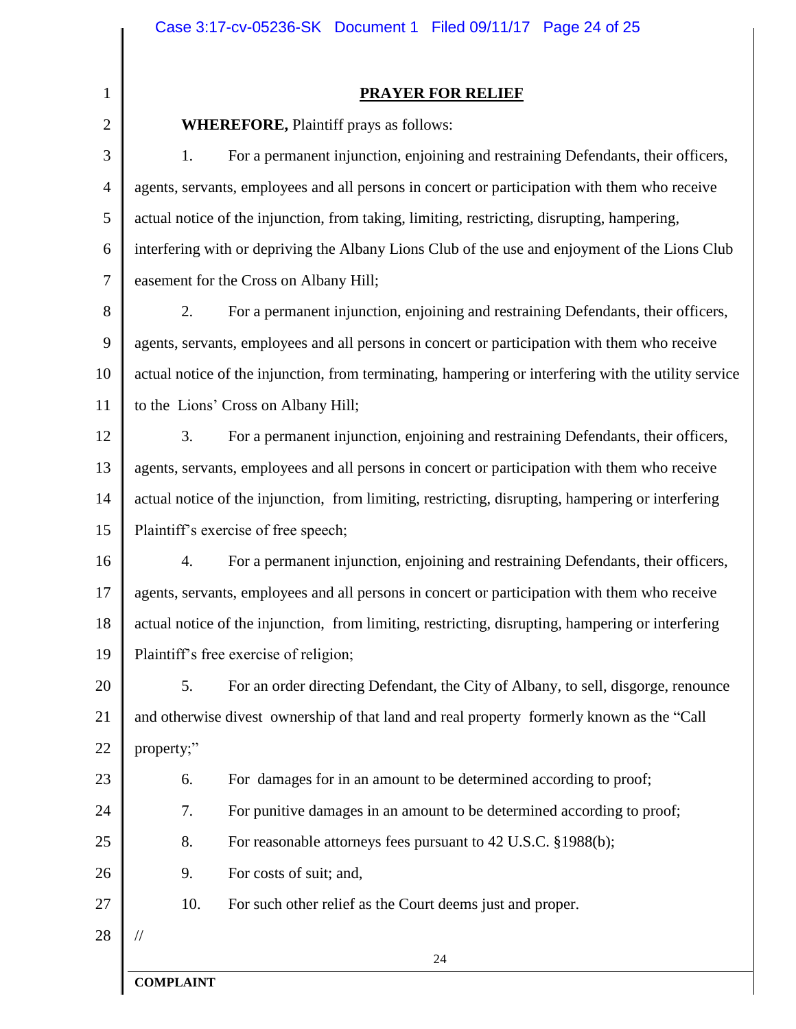## PRAYER FOR RELIEF

**WHEREFORE,** Plaintiff prays as follows:

1. For a permanent injunction, enjoining and restraining Defendants, their officers, agents, servants, employees and all persons in concert or participation with them who receive actual notice of the injunction, from taking, limiting, restricting, disrupting, hampering, interfering with or depriving the Albany Lions Club of the use and enjoyment of the Lions Club easement for the Cross on Albany Hill;

2. For a permanent injunction, enjoining and restraining Defendants, their officers, agents, servants, employees and all persons in concert or participation with them who receive actual notice of the injunction, from terminating, hampering or interfering with the utility service to the Lions' Cross on Albany Hill;

3. For a permanent injunction, enjoining and restraining Defendants, their officers, agents, servants, employees and all persons in concert or participation with them who receive actual notice of the injunction, from limiting, restricting, disrupting, hampering or interfering Plaintiff's exercise of free speech;

4. For a permanent injunction, enjoining and restraining Defendants, their officers, agents, servants, employees and all persons in concert or participation with them who receive actual notice of the injunction, from limiting, restricting, disrupting, hampering or interfering Plaintiff's free exercise of religion;

5. For an order directing Defendant, the City of Albany, to sell, disgorge, renounce and otherwise divest ownership of that land and real property formerly known as the "Call property;"

6. For damages for in an amount to be determined according to proof;

7. For punitive damages in an amount to be determined according to proof;

8. For reasonable attorneys fees pursuant to 42 U.S.C. §1988(b);

9. For costs of suit; and,

10. For such other relief as the Court deems just and proper.

//

**COMPLAINT**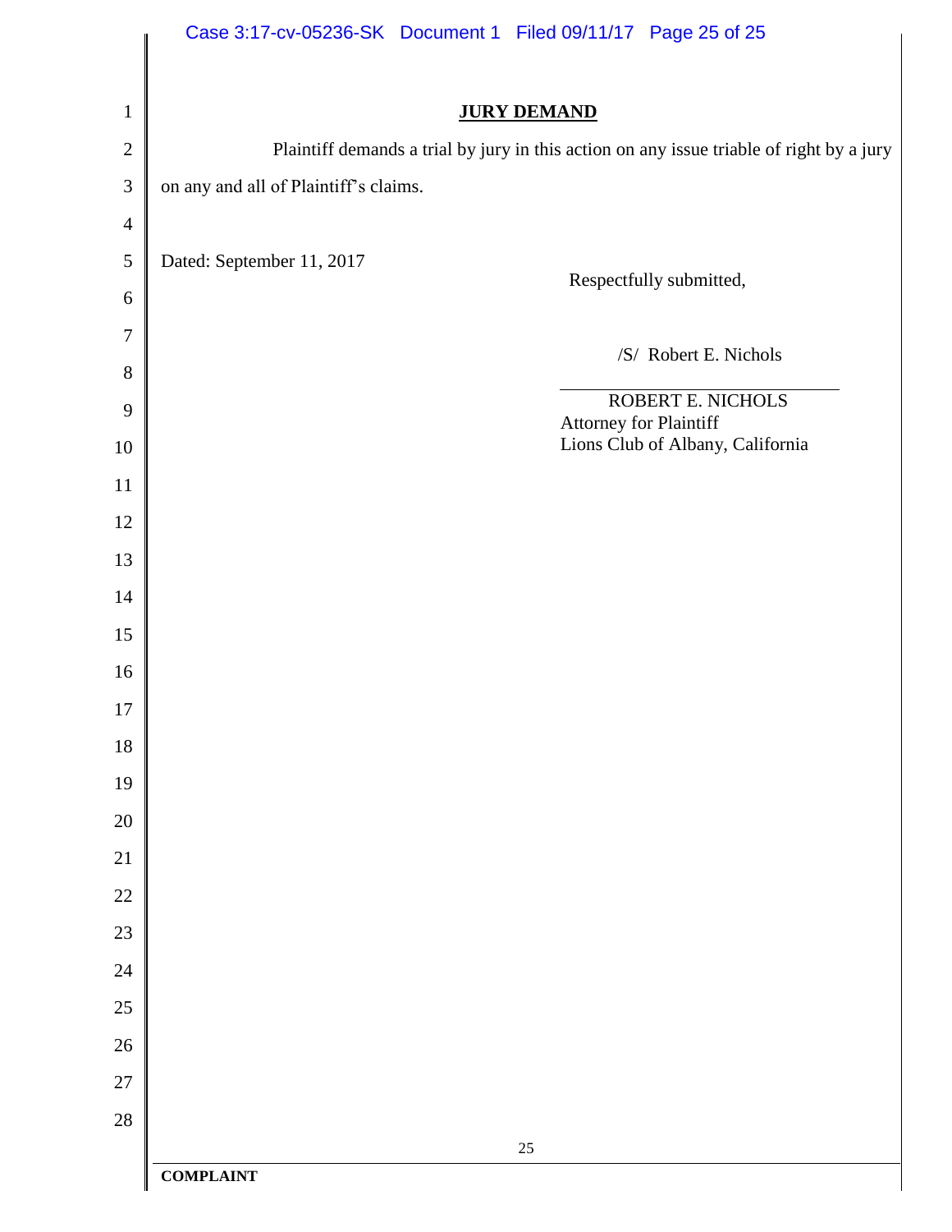**JURY DEMAND**

Plaintiff demands a trial by jury in this action on any issue triable of right by a jury on any and all of Plaintiff's claims.

Dated: September 11, 2017

Respectfully submitted,

/S/ Robert E. Nichols

ROBERT E. NICHOLS
Attorney for Plaintiff
Lions Club of Albany, California